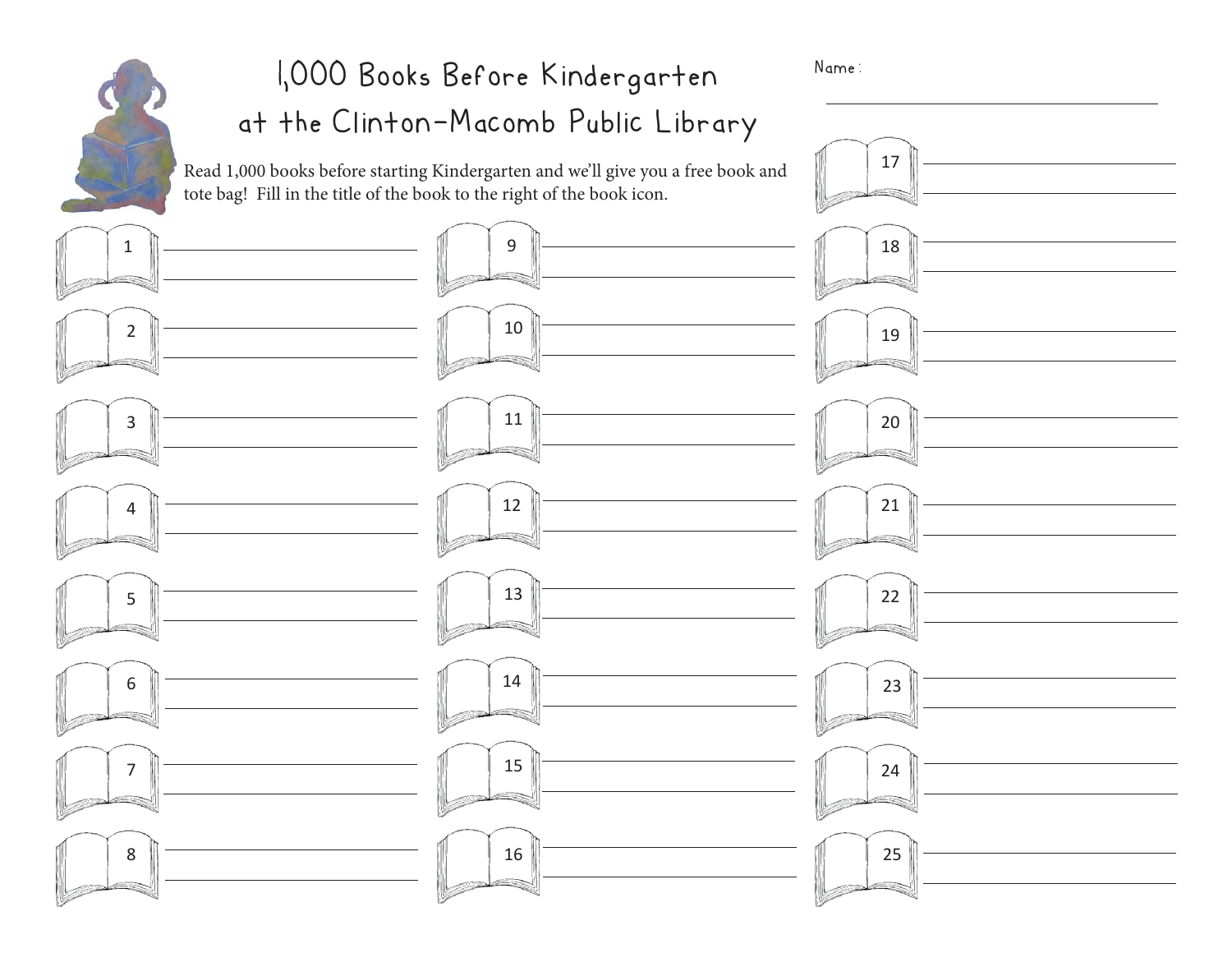# 1,000 Books Before Kindergarten at the Clinton-Macomb Public Library

Name: ______________________

Read 1,000 books before starting Kindergarten and we'll give you a free book and tote bag! Fill in the title of the book to the right of the book icon.

1 ______________________

2 ______________________

3 ______________________

4 ______________________

5 ______________________

6 ______________________

7 ______________________

8 ______________________

9 ______________________

10 ______________________

11 ______________________

12 ______________________

13 ______________________

14 ______________________

15 ______________________

16 ______________________

17 ______________________

18 ______________________

19 ______________________

20 ______________________

21 ______________________

22 ______________________

23 ______________________

24 ______________________

25 ______________________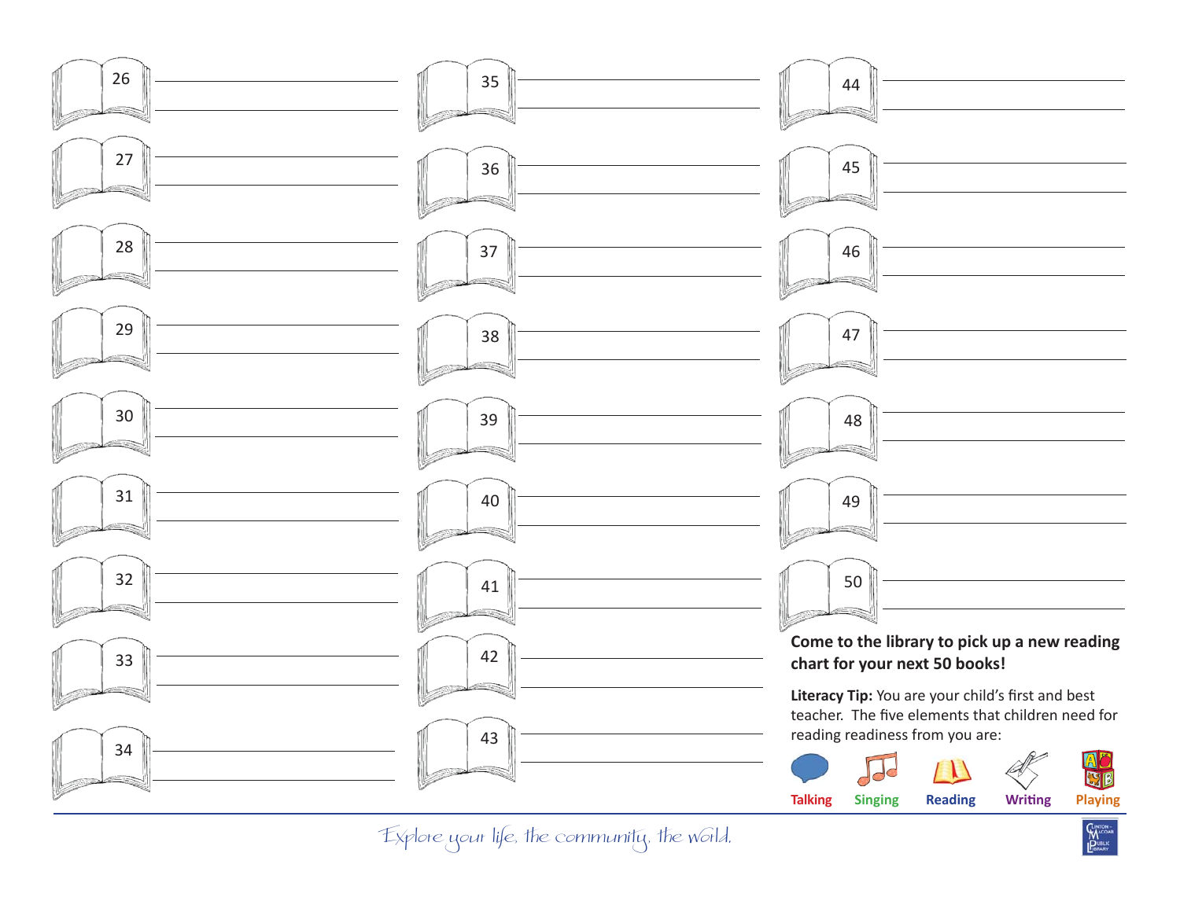26 ______________________

27 ______________________

28 ______________________

29 ______________________

30 ______________________

31 ______________________

32 ______________________

33 ______________________

34 ______________________

35 ______________________

36 ______________________

37 ______________________

38 ______________________

39 ______________________

40 ______________________

41 ______________________

42 ______________________

43 ______________________

44 ______________________

45 ______________________

46 ______________________

47 ______________________

48 ______________________

49 ______________________

50 ______________________

**Come to the library to pick up a new reading chart for your next 50 books!**

**Literacy Tip:** You are your child's first and best teacher. The five elements that children need for reading readiness from you are:

**Talking** **Singing** **Reading** **Writing** **Playing**

*Explore your life, the community, the world.*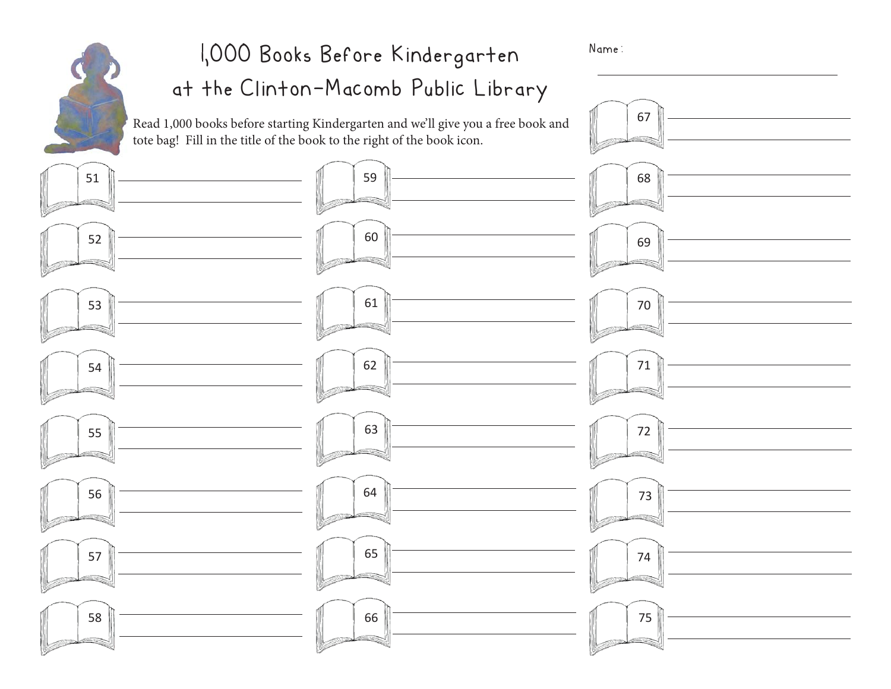# 1,000 Books Before Kindergarten at the Clinton-Macomb Public Library

Name: ________________________________

Read 1,000 books before starting Kindergarten and we'll give you a free book and tote bag! Fill in the title of the book to the right of the book icon.

51 ________________________________

52 ________________________________

53 ________________________________

54 ________________________________

55 ________________________________

56 ________________________________

57 ________________________________

58 ________________________________

59 ________________________________

60 ________________________________

61 ________________________________

62 ________________________________

63 ________________________________

64 ________________________________

65 ________________________________

66 ________________________________

67 ________________________________

68 ________________________________

69 ________________________________

70 ________________________________

71 ________________________________

72 ________________________________

73 ________________________________

74 ________________________________

75 ________________________________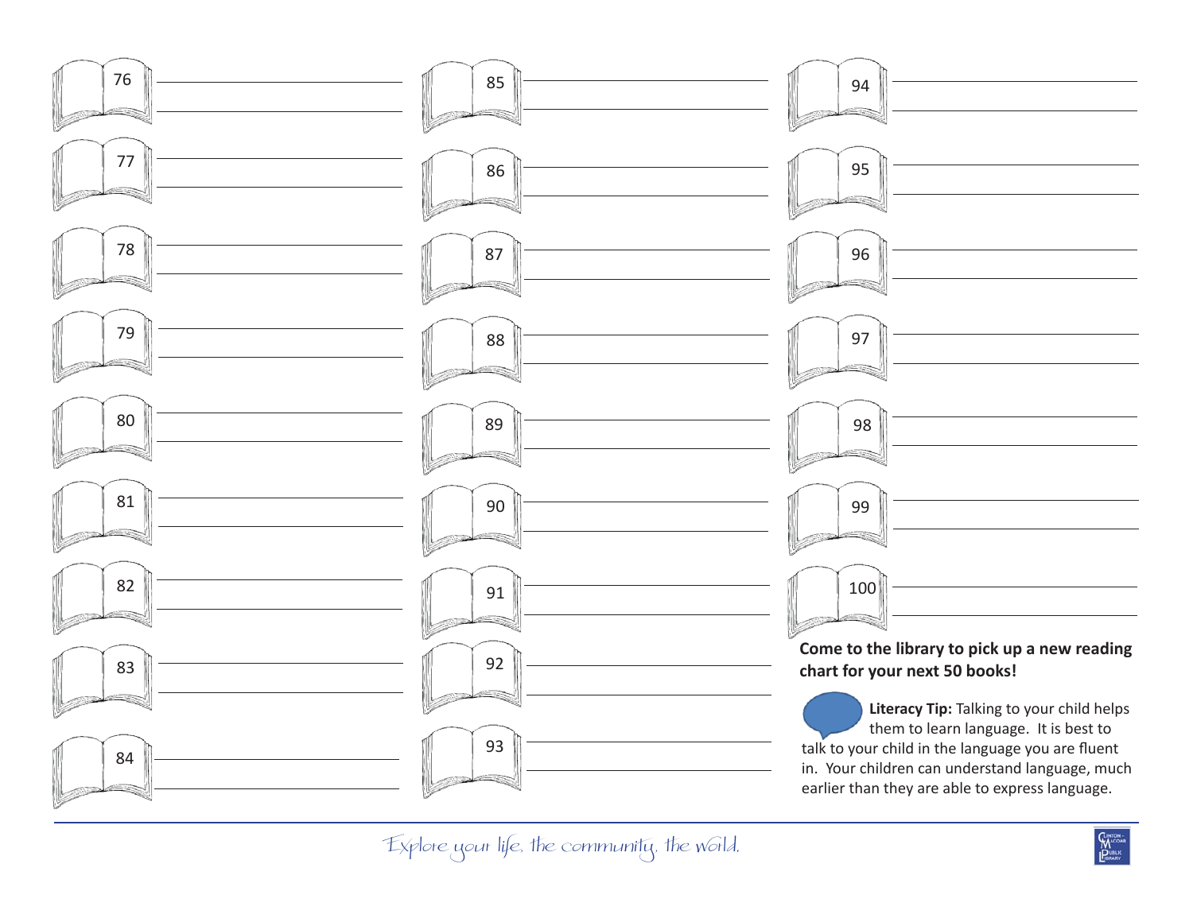76

77

78

79

80

81

82

83

84

85

86

87

88

89

90

91

92

93

94

95

96

97

98

99

100

**Come to the library to pick up a new reading chart for your next 50 books!**

**Literacy Tip:** Talking to your child helps them to learn language. It is best to talk to your child in the language you are fluent in. Your children can understand language, much earlier than they are able to express language.

*Explore your life, the community, the world.*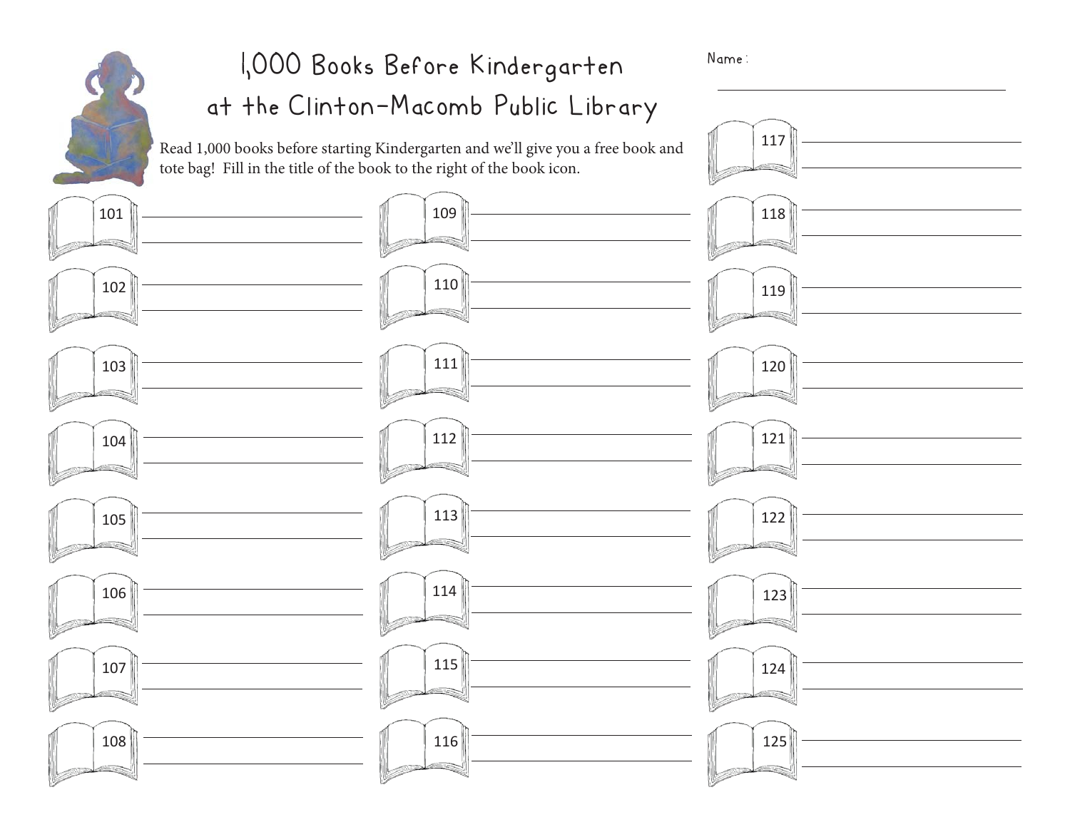# 1,000 Books Before Kindergarten at the Clinton-Macomb Public Library

Name: ______________________________

Read 1,000 books before starting Kindergarten and we'll give you a free book and tote bag! Fill in the title of the book to the right of the book icon.

101 ______________________________

102 ______________________________

103 ______________________________

104 ______________________________

105 ______________________________

106 ______________________________

107 ______________________________

108 ______________________________

109 ______________________________

110 ______________________________

111 ______________________________

112 ______________________________

113 ______________________________

114 ______________________________

115 ______________________________

116 ______________________________

117 ______________________________

118 ______________________________

119 ______________________________

120 ______________________________

121 ______________________________

122 ______________________________

123 ______________________________

124 ______________________________

125 ______________________________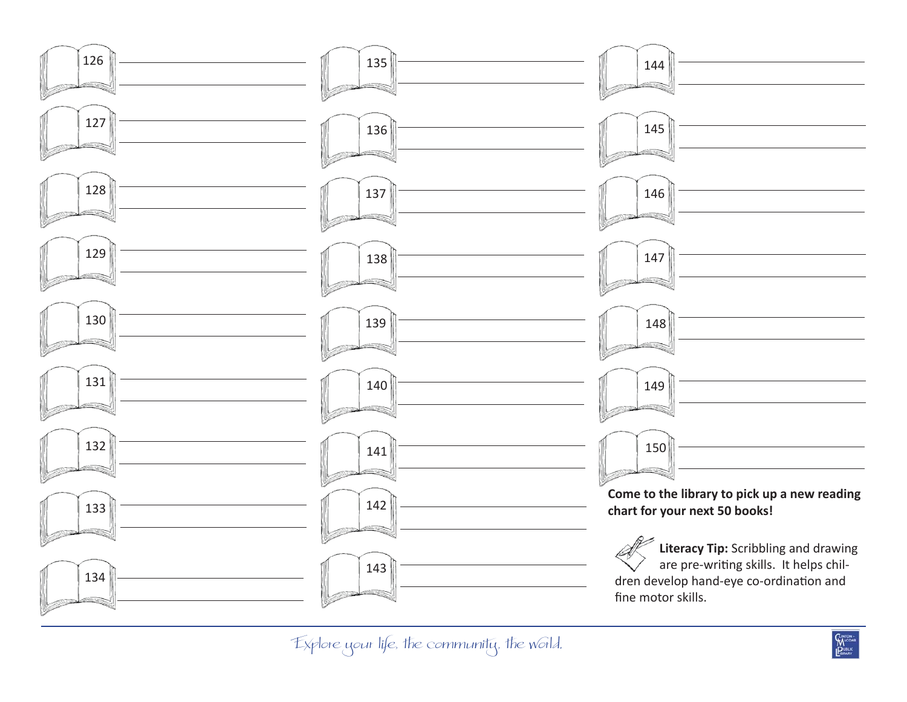126 ______________________________

127 ______________________________

128 ______________________________

129 ______________________________

130 ______________________________

131 ______________________________

132 ______________________________

133 ______________________________

134 ______________________________

135 ______________________________

136 ______________________________

137 ______________________________

138 ______________________________

139 ______________________________

140 ______________________________

141 ______________________________

142 ______________________________

143 ______________________________

144 ______________________________

145 ______________________________

146 ______________________________

147 ______________________________

148 ______________________________

149 ______________________________

150 ______________________________

**Come to the library to pick up a new reading chart for your next 50 books!**

**Literacy Tip:** Scribbling and drawing are pre-writing skills. It helps children develop hand-eye co-ordination and fine motor skills.

*Explore your life, the community, the world.*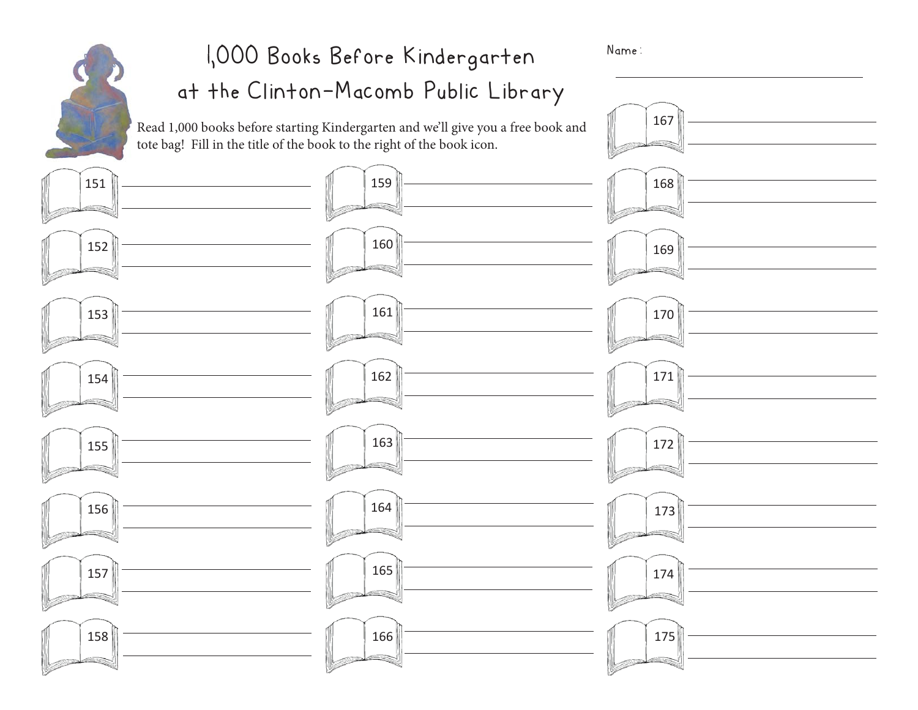# 1,000 Books Before Kindergarten at the Clinton-Macomb Public Library

Name: \_\_\_\_\_\_\_\_\_\_\_\_\_\_\_\_\_\_\_\_\_\_\_\_\_\_\_\_

Read 1,000 books before starting Kindergarten and we'll give you a free book and tote bag! Fill in the title of the book to the right of the book icon.

151 \_\_\_\_\_\_\_\_\_\_\_\_\_\_\_\_\_\_\_\_\_\_\_\_\_\_\_\_

152 \_\_\_\_\_\_\_\_\_\_\_\_\_\_\_\_\_\_\_\_\_\_\_\_\_\_\_\_

153 \_\_\_\_\_\_\_\_\_\_\_\_\_\_\_\_\_\_\_\_\_\_\_\_\_\_\_\_

154 \_\_\_\_\_\_\_\_\_\_\_\_\_\_\_\_\_\_\_\_\_\_\_\_\_\_\_\_

155 \_\_\_\_\_\_\_\_\_\_\_\_\_\_\_\_\_\_\_\_\_\_\_\_\_\_\_\_

156 \_\_\_\_\_\_\_\_\_\_\_\_\_\_\_\_\_\_\_\_\_\_\_\_\_\_\_\_

157 \_\_\_\_\_\_\_\_\_\_\_\_\_\_\_\_\_\_\_\_\_\_\_\_\_\_\_\_

158 \_\_\_\_\_\_\_\_\_\_\_\_\_\_\_\_\_\_\_\_\_\_\_\_\_\_\_\_

159 \_\_\_\_\_\_\_\_\_\_\_\_\_\_\_\_\_\_\_\_\_\_\_\_\_\_\_\_

160 \_\_\_\_\_\_\_\_\_\_\_\_\_\_\_\_\_\_\_\_\_\_\_\_\_\_\_\_

161 \_\_\_\_\_\_\_\_\_\_\_\_\_\_\_\_\_\_\_\_\_\_\_\_\_\_\_\_

162 \_\_\_\_\_\_\_\_\_\_\_\_\_\_\_\_\_\_\_\_\_\_\_\_\_\_\_\_

163 \_\_\_\_\_\_\_\_\_\_\_\_\_\_\_\_\_\_\_\_\_\_\_\_\_\_\_\_

164 \_\_\_\_\_\_\_\_\_\_\_\_\_\_\_\_\_\_\_\_\_\_\_\_\_\_\_\_

165 \_\_\_\_\_\_\_\_\_\_\_\_\_\_\_\_\_\_\_\_\_\_\_\_\_\_\_\_

166 \_\_\_\_\_\_\_\_\_\_\_\_\_\_\_\_\_\_\_\_\_\_\_\_\_\_\_\_

167 \_\_\_\_\_\_\_\_\_\_\_\_\_\_\_\_\_\_\_\_\_\_\_\_\_\_\_\_

168 \_\_\_\_\_\_\_\_\_\_\_\_\_\_\_\_\_\_\_\_\_\_\_\_\_\_\_\_

169 \_\_\_\_\_\_\_\_\_\_\_\_\_\_\_\_\_\_\_\_\_\_\_\_\_\_\_\_

170 \_\_\_\_\_\_\_\_\_\_\_\_\_\_\_\_\_\_\_\_\_\_\_\_\_\_\_\_

171 \_\_\_\_\_\_\_\_\_\_\_\_\_\_\_\_\_\_\_\_\_\_\_\_\_\_\_\_

172 \_\_\_\_\_\_\_\_\_\_\_\_\_\_\_\_\_\_\_\_\_\_\_\_\_\_\_\_

173 \_\_\_\_\_\_\_\_\_\_\_\_\_\_\_\_\_\_\_\_\_\_\_\_\_\_\_\_

174 \_\_\_\_\_\_\_\_\_\_\_\_\_\_\_\_\_\_\_\_\_\_\_\_\_\_\_\_

175 \_\_\_\_\_\_\_\_\_\_\_\_\_\_\_\_\_\_\_\_\_\_\_\_\_\_\_\_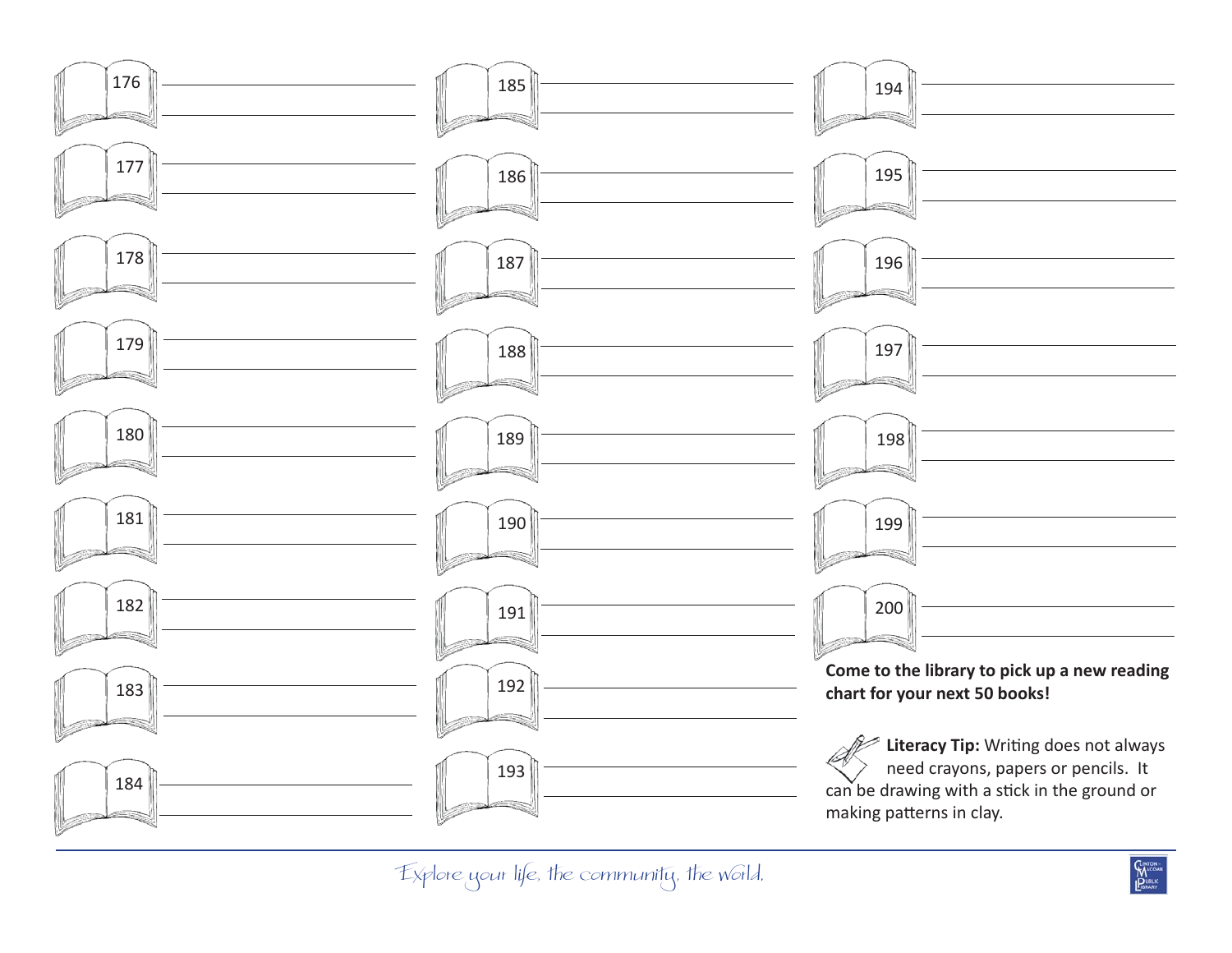176 \_\_\_\_\_\_\_\_\_\_\_\_\_\_\_\_\_\_\_\_

177 \_\_\_\_\_\_\_\_\_\_\_\_\_\_\_\_\_\_\_\_

178 \_\_\_\_\_\_\_\_\_\_\_\_\_\_\_\_\_\_\_\_

179 \_\_\_\_\_\_\_\_\_\_\_\_\_\_\_\_\_\_\_\_

180 \_\_\_\_\_\_\_\_\_\_\_\_\_\_\_\_\_\_\_\_

181 \_\_\_\_\_\_\_\_\_\_\_\_\_\_\_\_\_\_\_\_

182 \_\_\_\_\_\_\_\_\_\_\_\_\_\_\_\_\_\_\_\_

183 \_\_\_\_\_\_\_\_\_\_\_\_\_\_\_\_\_\_\_\_

184 \_\_\_\_\_\_\_\_\_\_\_\_\_\_\_\_\_\_\_\_

185 \_\_\_\_\_\_\_\_\_\_\_\_\_\_\_\_\_\_\_\_

186 \_\_\_\_\_\_\_\_\_\_\_\_\_\_\_\_\_\_\_\_

187 \_\_\_\_\_\_\_\_\_\_\_\_\_\_\_\_\_\_\_\_

188 \_\_\_\_\_\_\_\_\_\_\_\_\_\_\_\_\_\_\_\_

189 \_\_\_\_\_\_\_\_\_\_\_\_\_\_\_\_\_\_\_\_

190 \_\_\_\_\_\_\_\_\_\_\_\_\_\_\_\_\_\_\_\_

191 \_\_\_\_\_\_\_\_\_\_\_\_\_\_\_\_\_\_\_\_

192 \_\_\_\_\_\_\_\_\_\_\_\_\_\_\_\_\_\_\_\_

193 \_\_\_\_\_\_\_\_\_\_\_\_\_\_\_\_\_\_\_\_

194 \_\_\_\_\_\_\_\_\_\_\_\_\_\_\_\_\_\_\_\_

195 \_\_\_\_\_\_\_\_\_\_\_\_\_\_\_\_\_\_\_\_

196 \_\_\_\_\_\_\_\_\_\_\_\_\_\_\_\_\_\_\_\_

197 \_\_\_\_\_\_\_\_\_\_\_\_\_\_\_\_\_\_\_\_

198 \_\_\_\_\_\_\_\_\_\_\_\_\_\_\_\_\_\_\_\_

199 \_\_\_\_\_\_\_\_\_\_\_\_\_\_\_\_\_\_\_\_

200 \_\_\_\_\_\_\_\_\_\_\_\_\_\_\_\_\_\_\_\_

**Come to the library to pick up a new reading chart for your next 50 books!**

**Literacy Tip:** Writing does not always need crayons, papers or pencils. It can be drawing with a stick in the ground or making patterns in clay.

*Explore your life, the community, the world.*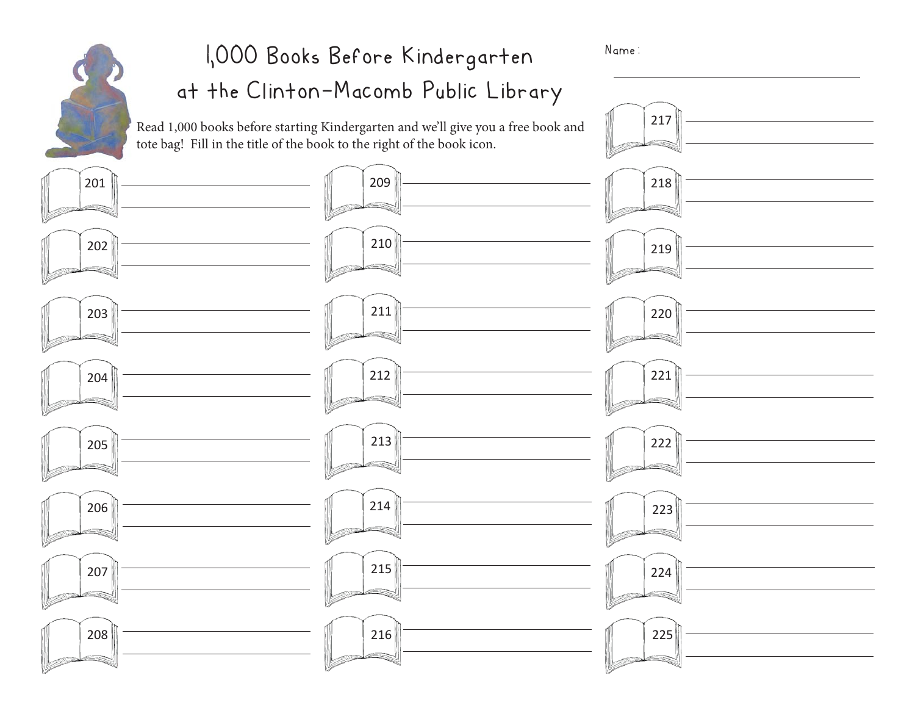# 1,000 Books Before Kindergarten at the Clinton-Macomb Public Library

Name: ______________________________

Read 1,000 books before starting Kindergarten and we'll give you a free book and tote bag! Fill in the title of the book to the right of the book icon.

201 ______________________________

202 ______________________________

203 ______________________________

204 ______________________________

205 ______________________________

206 ______________________________

207 ______________________________

208 ______________________________

209 ______________________________

210 ______________________________

211 ______________________________

212 ______________________________

213 ______________________________

214 ______________________________

215 ______________________________

216 ______________________________

217 ______________________________

218 ______________________________

219 ______________________________

220 ______________________________

221 ______________________________

222 ______________________________

223 ______________________________

224 ______________________________

225 ______________________________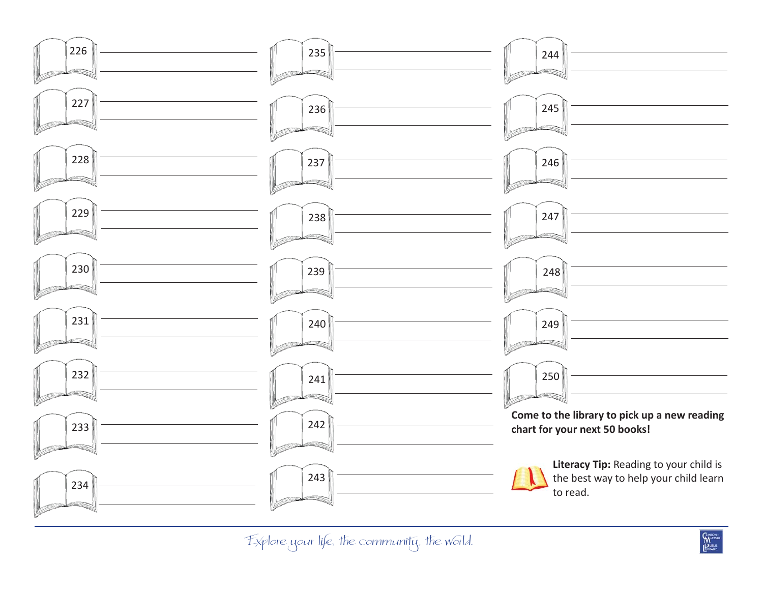226 ______________________________

227 ______________________________

228 ______________________________

229 ______________________________

230 ______________________________

231 ______________________________

232 ______________________________

233 ______________________________

234 ______________________________

235 ______________________________

236 ______________________________

237 ______________________________

238 ______________________________

239 ______________________________

240 ______________________________

241 ______________________________

242 ______________________________

243 ______________________________

244 ______________________________

245 ______________________________

246 ______________________________

247 ______________________________

248 ______________________________

249 ______________________________

250 ______________________________

**Come to the library to pick up a new reading chart for your next 50 books!**

**Literacy Tip:** Reading to your child is the best way to help your child learn to read.

*Explore your life, the community, the world.*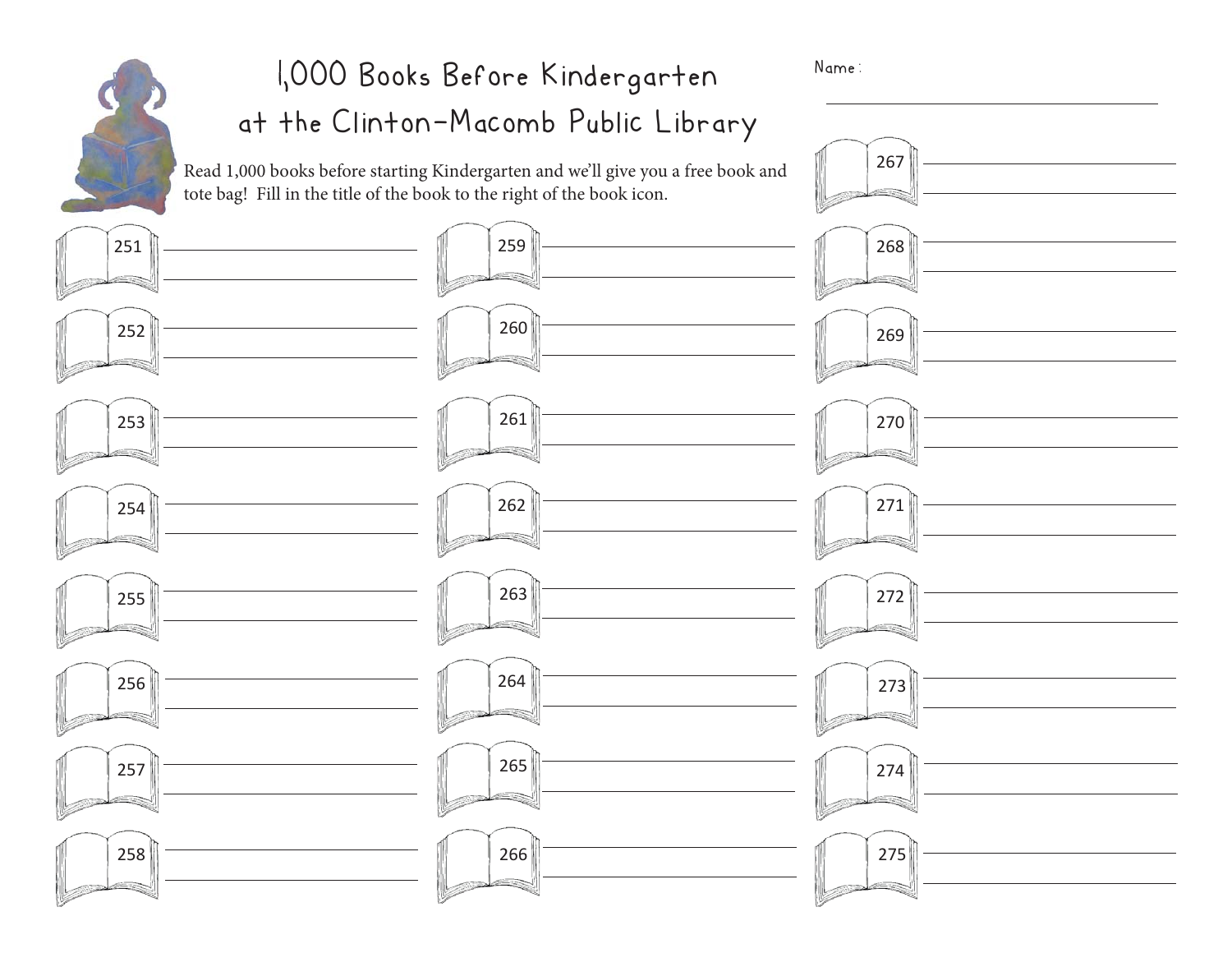# 1,000 Books Before Kindergarten at the Clinton-Macomb Public Library

Name: ______________________________

Read 1,000 books before starting Kindergarten and we'll give you a free book and tote bag! Fill in the title of the book to the right of the book icon.

251 ______________________________

252 ______________________________

253 ______________________________

254 ______________________________

255 ______________________________

256 ______________________________

257 ______________________________

258 ______________________________

259 ______________________________

260 ______________________________

261 ______________________________

262 ______________________________

263 ______________________________

264 ______________________________

265 ______________________________

266 ______________________________

267 ______________________________

268 ______________________________

269 ______________________________

270 ______________________________

271 ______________________________

272 ______________________________

273 ______________________________

274 ______________________________

275 ______________________________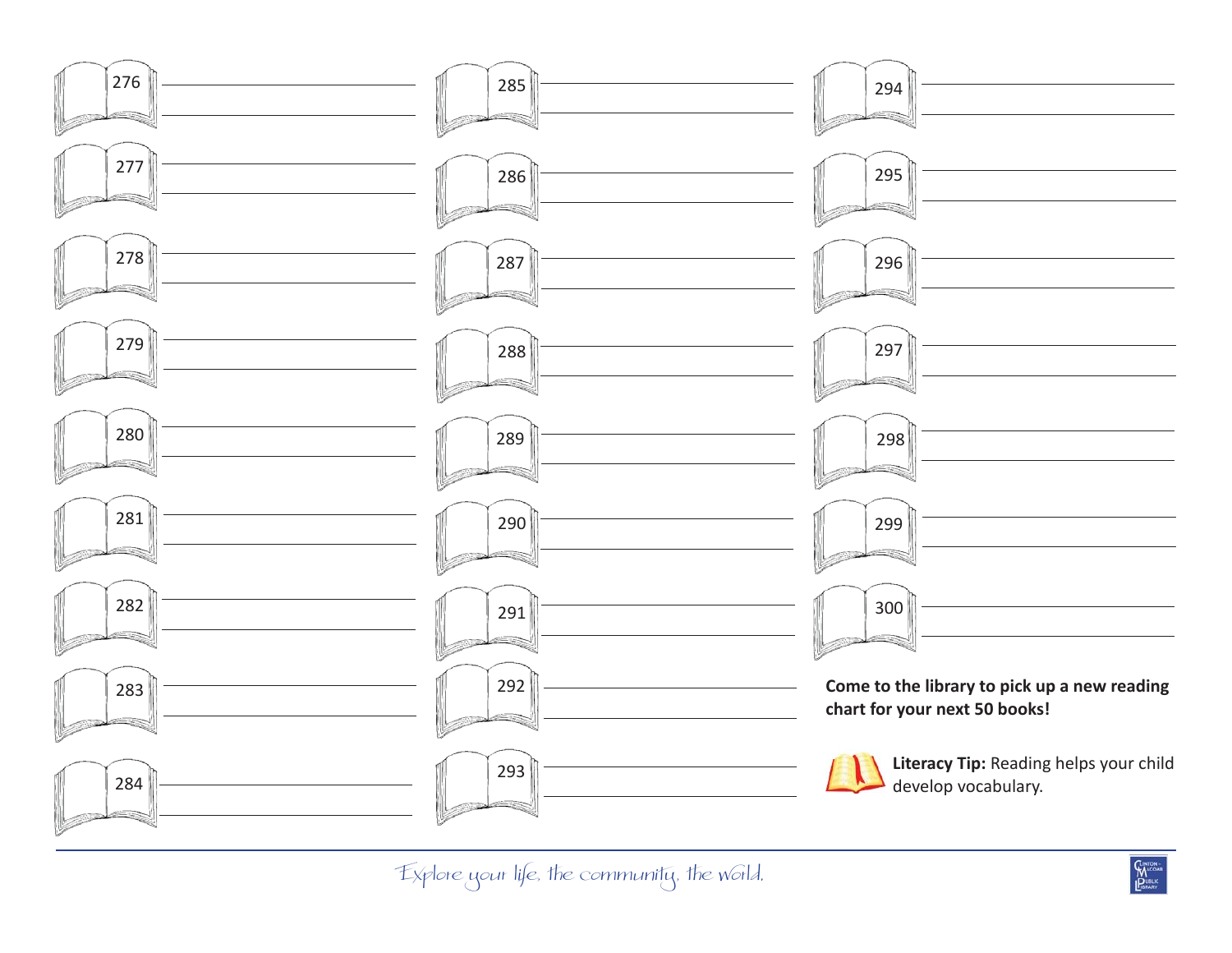276 ______________________

277 ______________________

278 ______________________

279 ______________________

280 ______________________

281 ______________________

282 ______________________

283 ______________________

284 ______________________

285 ______________________

286 ______________________

287 ______________________

288 ______________________

289 ______________________

290 ______________________

291 ______________________

292 ______________________

293 ______________________

294 ______________________

295 ______________________

296 ______________________

297 ______________________

298 ______________________

299 ______________________

300 ______________________

**Come to the library to pick up a new reading chart for your next 50 books!**

**Literacy Tip:** Reading helps your child develop vocabulary.

*Explore your life, the community, the world.*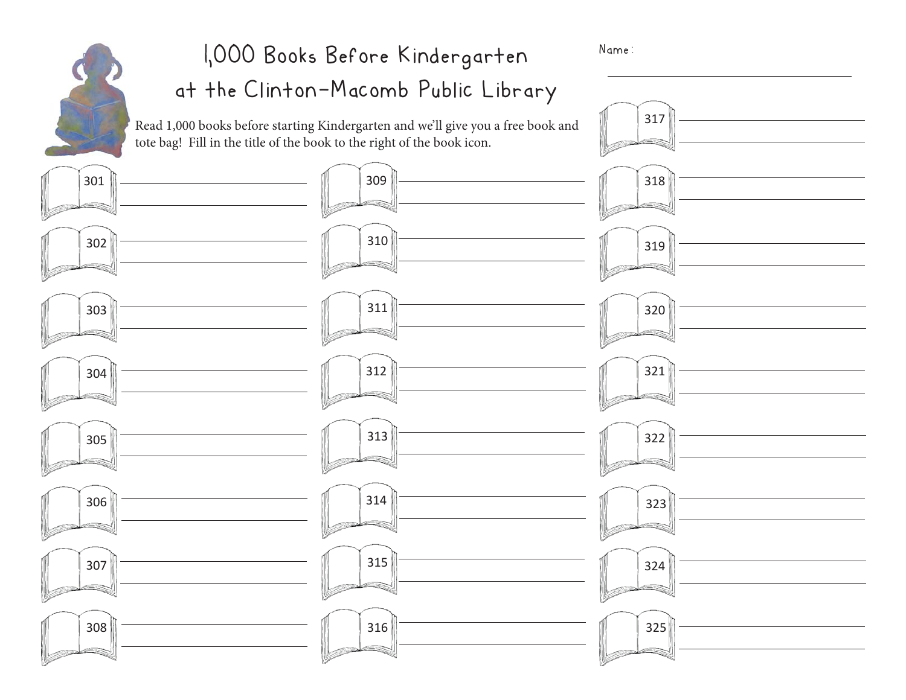# 1,000 Books Before Kindergarten at the Clinton-Macomb Public Library

Name: ______________________________

Read 1,000 books before starting Kindergarten and we'll give you a free book and tote bag! Fill in the title of the book to the right of the book icon.

301 ______________________________

302 ______________________________

303 ______________________________

304 ______________________________

305 ______________________________

306 ______________________________

307 ______________________________

308 ______________________________

309 ______________________________

310 ______________________________

311 ______________________________

312 ______________________________

313 ______________________________

314 ______________________________

315 ______________________________

316 ______________________________

317 ______________________________

318 ______________________________

319 ______________________________

320 ______________________________

321 ______________________________

322 ______________________________

323 ______________________________

324 ______________________________

325 ______________________________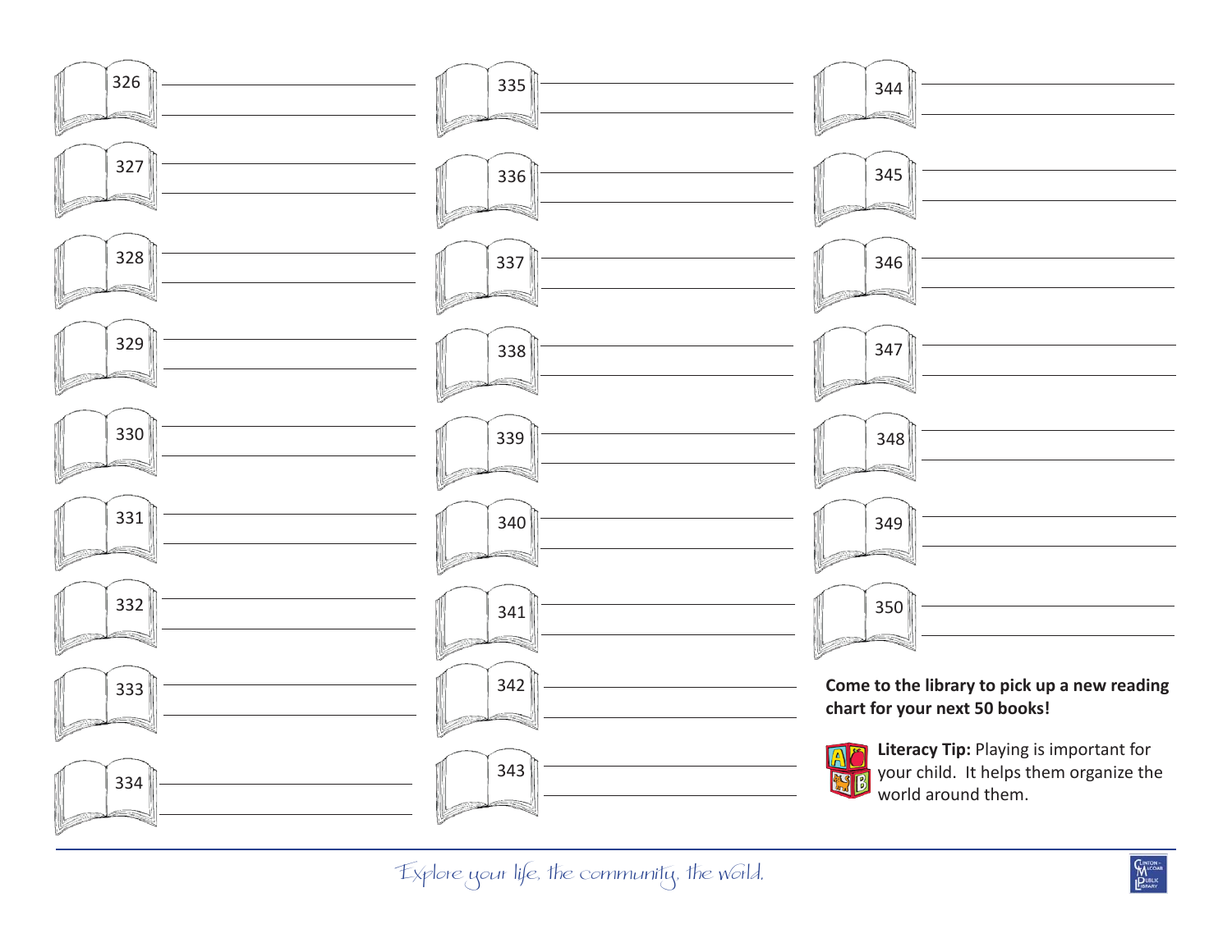326 ______________________

327 ______________________

328 ______________________

329 ______________________

330 ______________________

331 ______________________

332 ______________________

333 ______________________

334 ______________________

335 ______________________

336 ______________________

337 ______________________

338 ______________________

339 ______________________

340 ______________________

341 ______________________

342 ______________________

343 ______________________

344 ______________________

345 ______________________

346 ______________________

347 ______________________

348 ______________________

349 ______________________

350 ______________________

**Come to the library to pick up a new reading chart for your next 50 books!**

**Literacy Tip:** Playing is important for your child. It helps them organize the world around them.

*Explore your life, the community, the world.*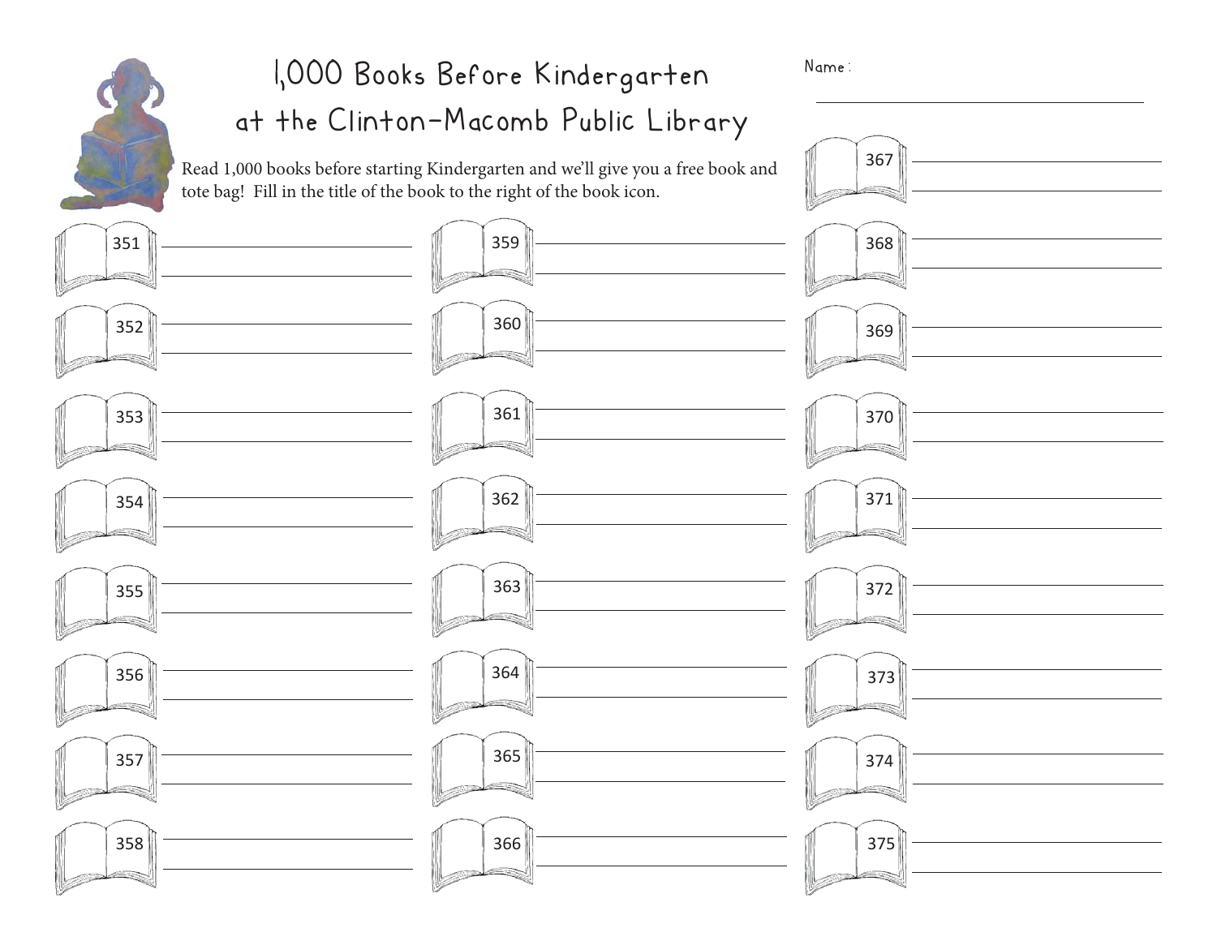# 1,000 Books Before Kindergarten at the Clinton-Macomb Public Library

Name: ______________________________

Read 1,000 books before starting Kindergarten and we'll give you a free book and tote bag! Fill in the title of the book to the right of the book icon.

351 ______________________________

352 ______________________________

353 ______________________________

354 ______________________________

355 ______________________________

356 ______________________________

357 ______________________________

358 ______________________________

359 ______________________________

360 ______________________________

361 ______________________________

362 ______________________________

363 ______________________________

364 ______________________________

365 ______________________________

366 ______________________________

367 ______________________________

368 ______________________________

369 ______________________________

370 ______________________________

371 ______________________________

372 ______________________________

373 ______________________________

374 ______________________________

375 ______________________________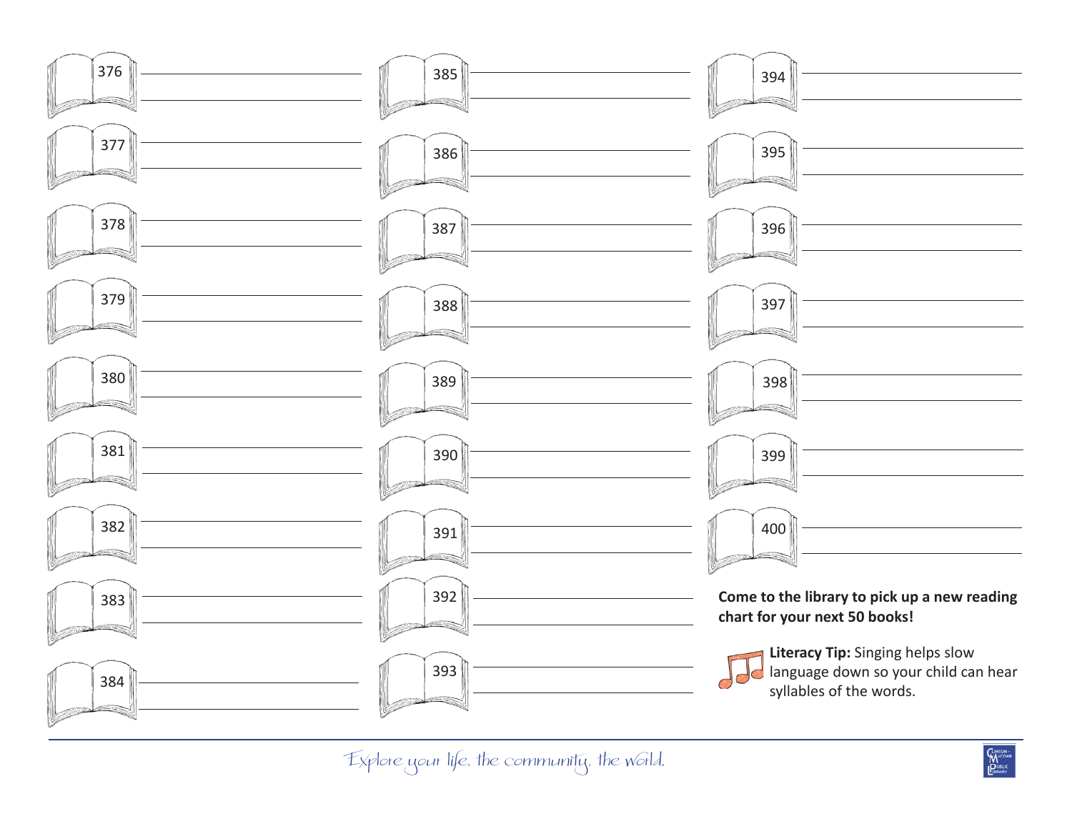376 ______________________

377 ______________________

378 ______________________

379 ______________________

380 ______________________

381 ______________________

382 ______________________

383 ______________________

384 ______________________

385 ______________________

386 ______________________

387 ______________________

388 ______________________

389 ______________________

390 ______________________

391 ______________________

392 ______________________

393 ______________________

394 ______________________

395 ______________________

396 ______________________

397 ______________________

398 ______________________

399 ______________________

400 ______________________

**Come to the library to pick up a new reading chart for your next 50 books!**

**Literacy Tip:** Singing helps slow language down so your child can hear syllables of the words.

*Explore your life, the community, the world.*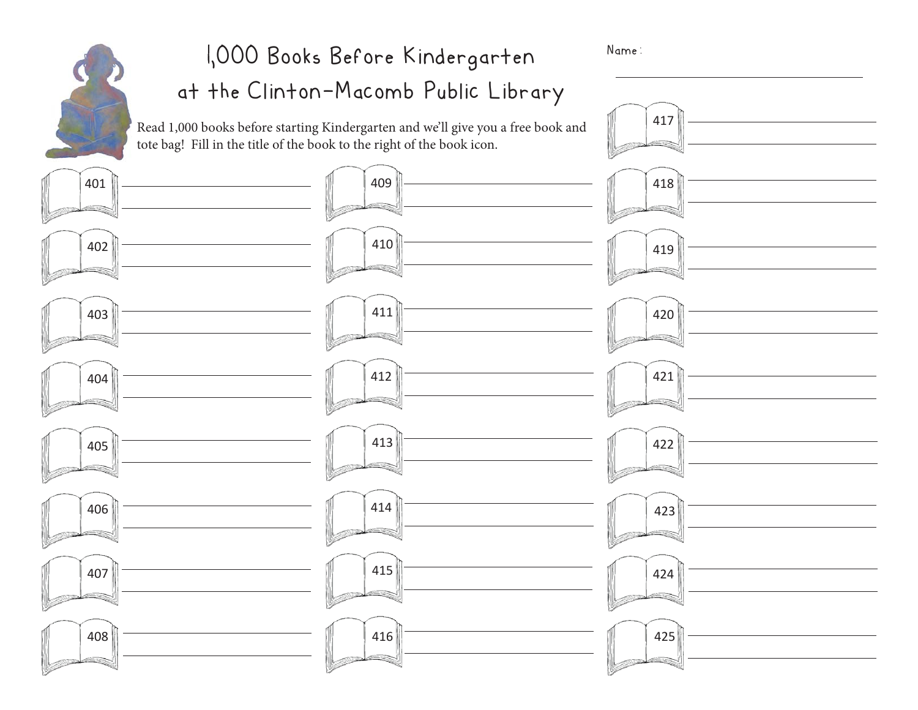# 1,000 Books Before Kindergarten
# at the Clinton-Macomb Public Library

Name: ______________________________

Read 1,000 books before starting Kindergarten and we'll give you a free book and tote bag! Fill in the title of the book to the right of the book icon.

401 ______________________________

402 ______________________________

403 ______________________________

404 ______________________________

405 ______________________________

406 ______________________________

407 ______________________________

408 ______________________________

409 ______________________________

410 ______________________________

411 ______________________________

412 ______________________________

413 ______________________________

414 ______________________________

415 ______________________________

416 ______________________________

417 ______________________________

418 ______________________________

419 ______________________________

420 ______________________________

421 ______________________________

422 ______________________________

423 ______________________________

424 ______________________________

425 ______________________________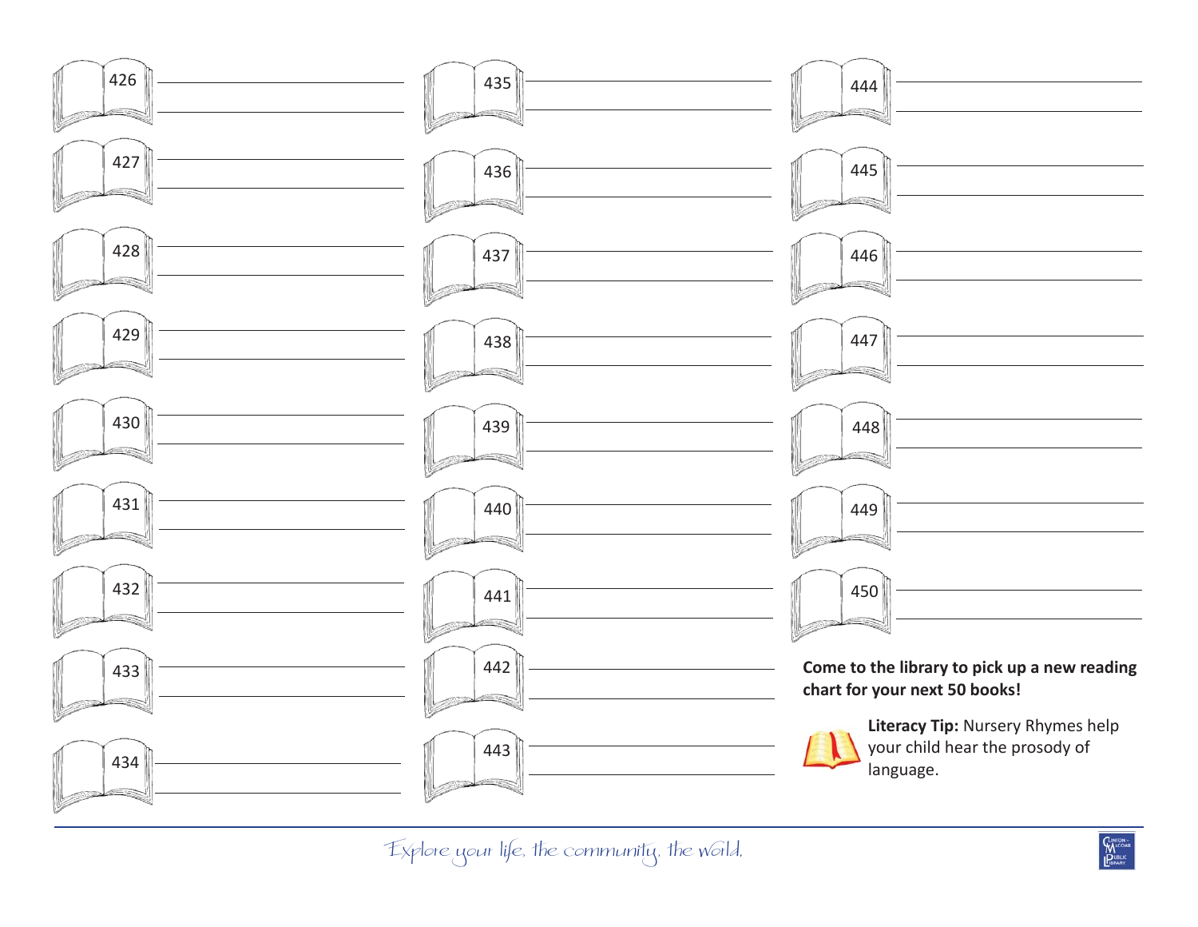426 ______________________

427 ______________________

428 ______________________

429 ______________________

430 ______________________

431 ______________________

432 ______________________

433 ______________________

434 ______________________

435 ______________________

436 ______________________

437 ______________________

438 ______________________

439 ______________________

440 ______________________

441 ______________________

442 ______________________

443 ______________________

444 ______________________

445 ______________________

446 ______________________

447 ______________________

448 ______________________

449 ______________________

450 ______________________

**Come to the library to pick up a new reading chart for your next 50 books!**

**Literacy Tip:** Nursery Rhymes help your child hear the prosody of language.

Explore your life, the community, the world.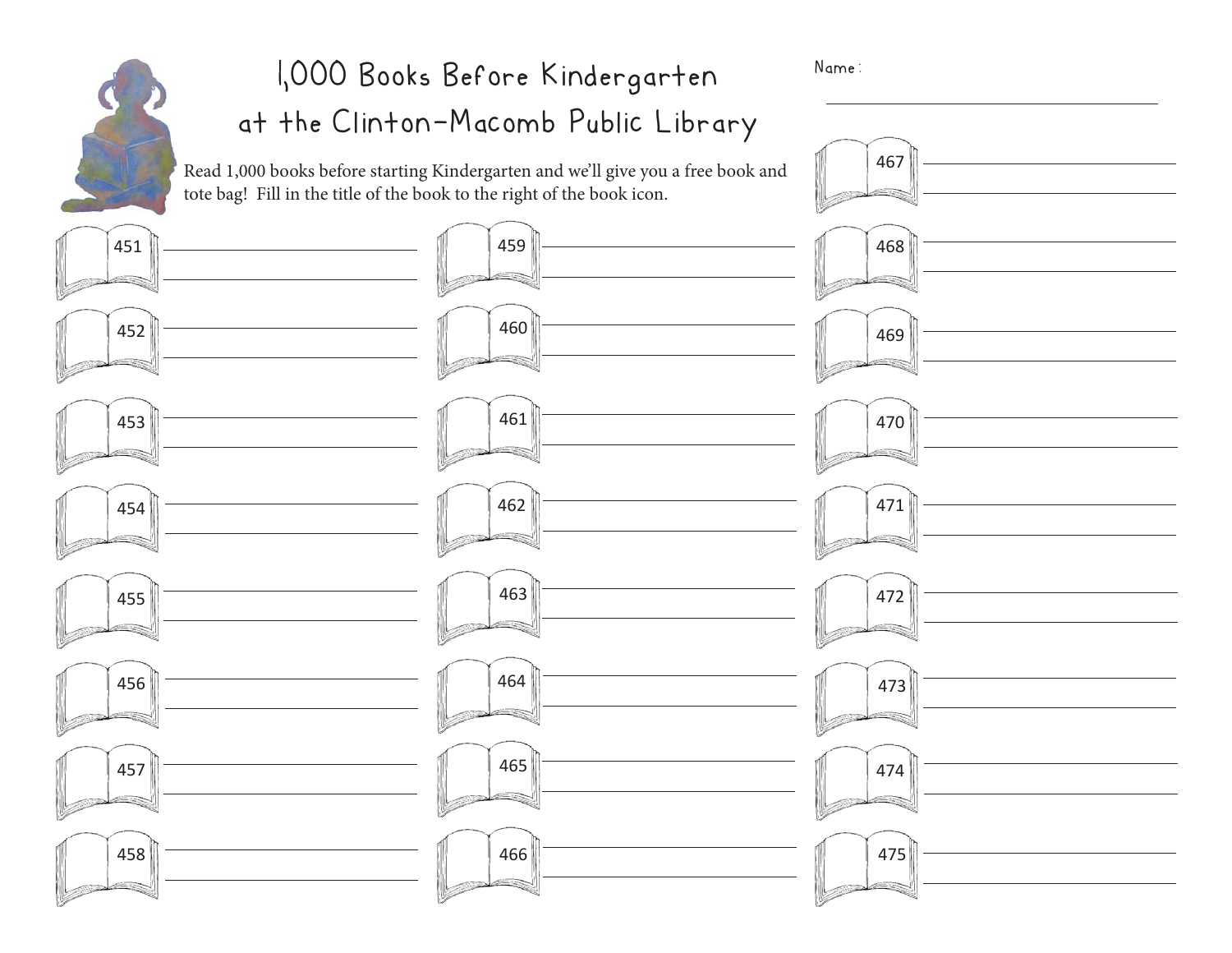# 1,000 Books Before Kindergarten at the Clinton-Macomb Public Library

Name: \_\_\_\_\_\_\_\_\_\_\_\_\_\_\_\_\_\_\_\_\_\_\_\_\_\_\_\_\_\_

Read 1,000 books before starting Kindergarten and we'll give you a free book and tote bag! Fill in the title of the book to the right of the book icon.

451 \_\_\_\_\_\_\_\_\_\_\_\_\_\_\_\_\_\_\_\_\_\_\_\_\_\_\_\_\_\_

452 \_\_\_\_\_\_\_\_\_\_\_\_\_\_\_\_\_\_\_\_\_\_\_\_\_\_\_\_\_\_

453 \_\_\_\_\_\_\_\_\_\_\_\_\_\_\_\_\_\_\_\_\_\_\_\_\_\_\_\_\_\_

454 \_\_\_\_\_\_\_\_\_\_\_\_\_\_\_\_\_\_\_\_\_\_\_\_\_\_\_\_\_\_

455 \_\_\_\_\_\_\_\_\_\_\_\_\_\_\_\_\_\_\_\_\_\_\_\_\_\_\_\_\_\_

456 \_\_\_\_\_\_\_\_\_\_\_\_\_\_\_\_\_\_\_\_\_\_\_\_\_\_\_\_\_\_

457 \_\_\_\_\_\_\_\_\_\_\_\_\_\_\_\_\_\_\_\_\_\_\_\_\_\_\_\_\_\_

458 \_\_\_\_\_\_\_\_\_\_\_\_\_\_\_\_\_\_\_\_\_\_\_\_\_\_\_\_\_\_

459 \_\_\_\_\_\_\_\_\_\_\_\_\_\_\_\_\_\_\_\_\_\_\_\_\_\_\_\_\_\_

460 \_\_\_\_\_\_\_\_\_\_\_\_\_\_\_\_\_\_\_\_\_\_\_\_\_\_\_\_\_\_

461 \_\_\_\_\_\_\_\_\_\_\_\_\_\_\_\_\_\_\_\_\_\_\_\_\_\_\_\_\_\_

462 \_\_\_\_\_\_\_\_\_\_\_\_\_\_\_\_\_\_\_\_\_\_\_\_\_\_\_\_\_\_

463 \_\_\_\_\_\_\_\_\_\_\_\_\_\_\_\_\_\_\_\_\_\_\_\_\_\_\_\_\_\_

464 \_\_\_\_\_\_\_\_\_\_\_\_\_\_\_\_\_\_\_\_\_\_\_\_\_\_\_\_\_\_

465 \_\_\_\_\_\_\_\_\_\_\_\_\_\_\_\_\_\_\_\_\_\_\_\_\_\_\_\_\_\_

466 \_\_\_\_\_\_\_\_\_\_\_\_\_\_\_\_\_\_\_\_\_\_\_\_\_\_\_\_\_\_

467 \_\_\_\_\_\_\_\_\_\_\_\_\_\_\_\_\_\_\_\_\_\_\_\_\_\_\_\_\_\_

468 \_\_\_\_\_\_\_\_\_\_\_\_\_\_\_\_\_\_\_\_\_\_\_\_\_\_\_\_\_\_

469 \_\_\_\_\_\_\_\_\_\_\_\_\_\_\_\_\_\_\_\_\_\_\_\_\_\_\_\_\_\_

470 \_\_\_\_\_\_\_\_\_\_\_\_\_\_\_\_\_\_\_\_\_\_\_\_\_\_\_\_\_\_

471 \_\_\_\_\_\_\_\_\_\_\_\_\_\_\_\_\_\_\_\_\_\_\_\_\_\_\_\_\_\_

472 \_\_\_\_\_\_\_\_\_\_\_\_\_\_\_\_\_\_\_\_\_\_\_\_\_\_\_\_\_\_

473 \_\_\_\_\_\_\_\_\_\_\_\_\_\_\_\_\_\_\_\_\_\_\_\_\_\_\_\_\_\_

474 \_\_\_\_\_\_\_\_\_\_\_\_\_\_\_\_\_\_\_\_\_\_\_\_\_\_\_\_\_\_

475 \_\_\_\_\_\_\_\_\_\_\_\_\_\_\_\_\_\_\_\_\_\_\_\_\_\_\_\_\_\_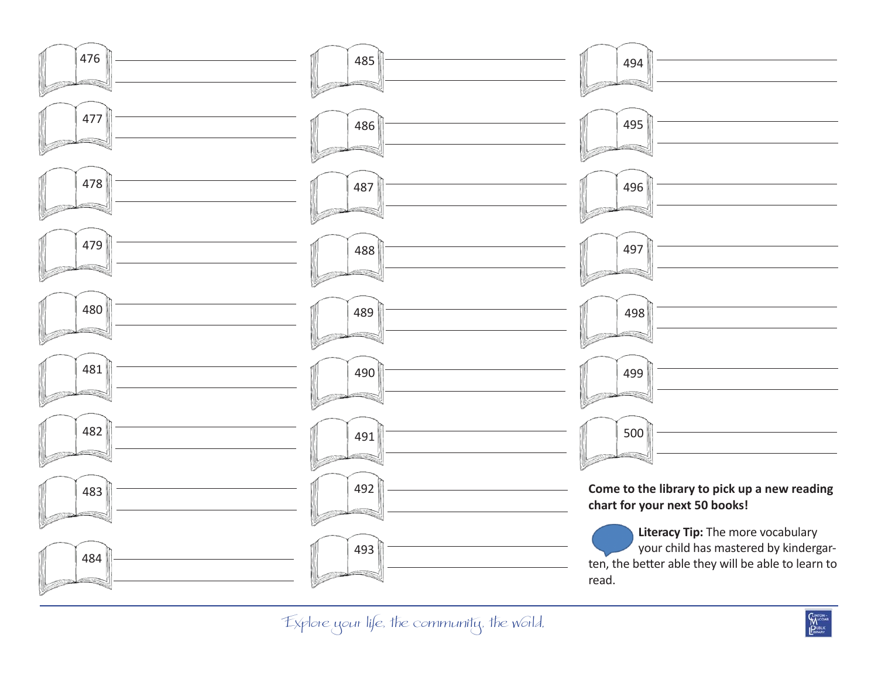476 ______________________________

477 ______________________________

478 ______________________________

479 ______________________________

480 ______________________________

481 ______________________________

482 ______________________________

483 ______________________________

484 ______________________________

485 ______________________________

486 ______________________________

487 ______________________________

488 ______________________________

489 ______________________________

490 ______________________________

491 ______________________________

492 ______________________________

493 ______________________________

494 ______________________________

495 ______________________________

496 ______________________________

497 ______________________________

498 ______________________________

499 ______________________________

500 ______________________________

**Come to the library to pick up a new reading chart for your next 50 books!**

**Literacy Tip:** The more vocabulary your child has mastered by kindergarten, the better able they will be able to learn to read.

*Explore your life, the community, the world.*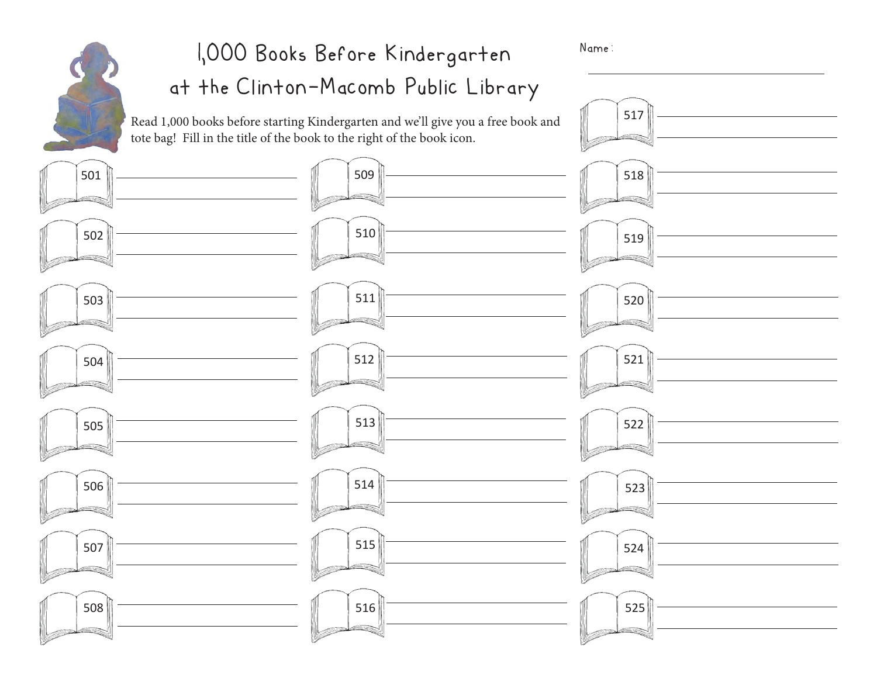# 1,000 Books Before Kindergarten at the Clinton-Macomb Public Library

Name: ______________________

Read 1,000 books before starting Kindergarten and we'll give you a free book and tote bag! Fill in the title of the book to the right of the book icon.

501 ______________________

502 ______________________

503 ______________________

504 ______________________

505 ______________________

506 ______________________

507 ______________________

508 ______________________

509 ______________________

510 ______________________

511 ______________________

512 ______________________

513 ______________________

514 ______________________

515 ______________________

516 ______________________

517 ______________________

518 ______________________

519 ______________________

520 ______________________

521 ______________________

522 ______________________

523 ______________________

524 ______________________

525 ______________________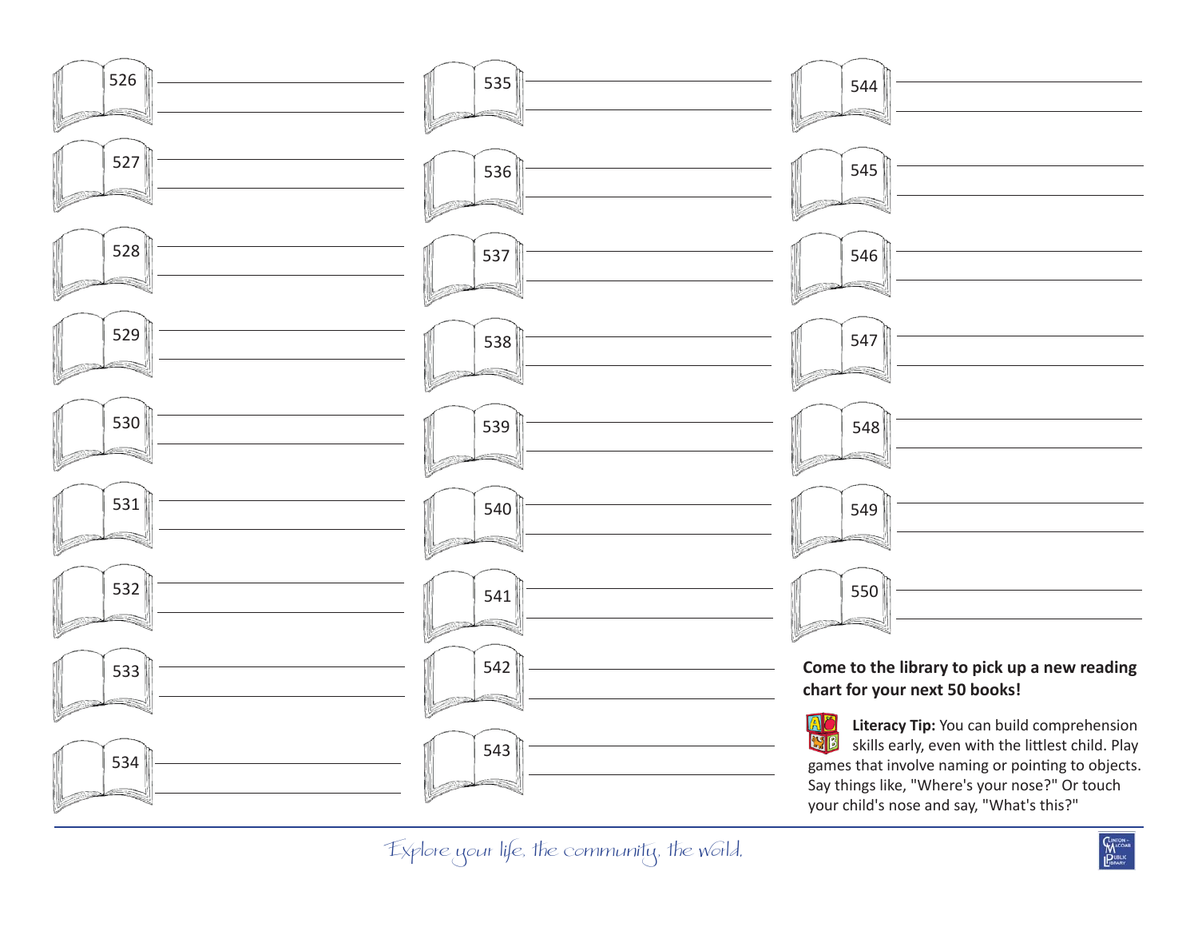526 ______________________

527 ______________________

528 ______________________

529 ______________________

530 ______________________

531 ______________________

532 ______________________

533 ______________________

534 ______________________

535 ______________________

536 ______________________

537 ______________________

538 ______________________

539 ______________________

540 ______________________

541 ______________________

542 ______________________

543 ______________________

544 ______________________

545 ______________________

546 ______________________

547 ______________________

548 ______________________

549 ______________________

550 ______________________

**Come to the library to pick up a new reading chart for your next 50 books!**

**Literacy Tip:** You can build comprehension skills early, even with the littlest child. Play games that involve naming or pointing to objects. Say things like, "Where's your nose?" Or touch your child's nose and say, "What's this?"

*Explore your life, the community, the world.*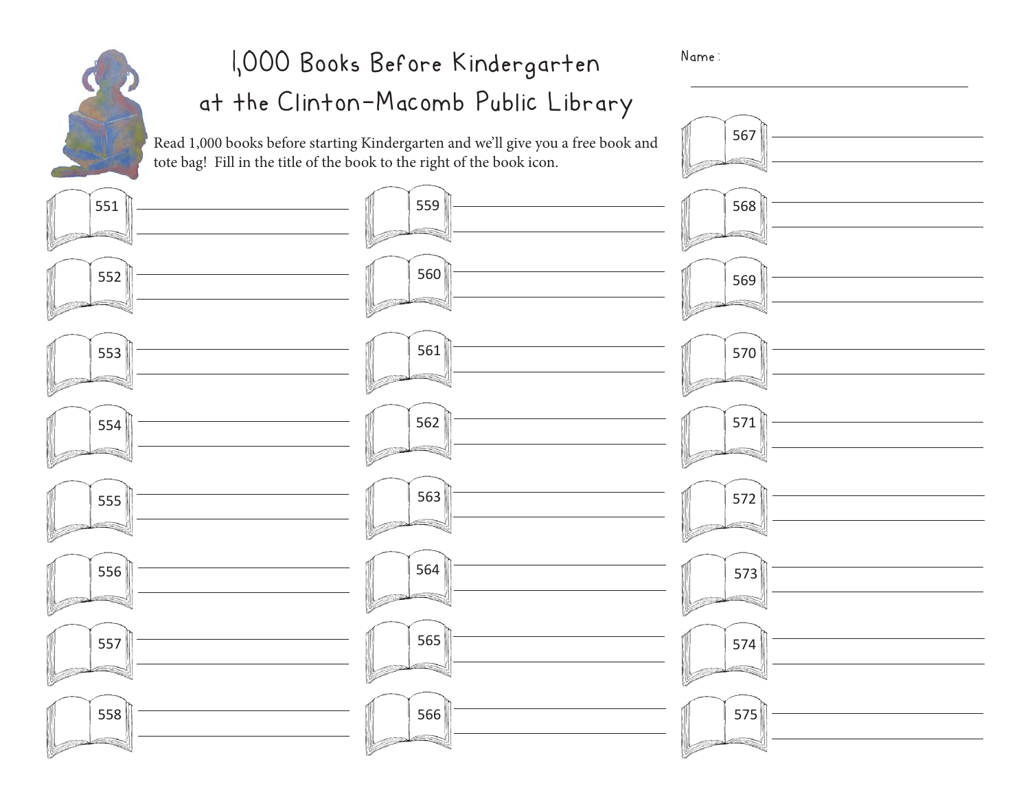# 1,000 Books Before Kindergarten at the Clinton-Macomb Public Library

Name: ______________________________

Read 1,000 books before starting Kindergarten and we'll give you a free book and tote bag! Fill in the title of the book to the right of the book icon.

551 ______________________________

552 ______________________________

553 ______________________________

554 ______________________________

555 ______________________________

556 ______________________________

557 ______________________________

558 ______________________________

559 ______________________________

560 ______________________________

561 ______________________________

562 ______________________________

563 ______________________________

564 ______________________________

565 ______________________________

566 ______________________________

567 ______________________________

568 ______________________________

569 ______________________________

570 ______________________________

571 ______________________________

572 ______________________________

573 ______________________________

574 ______________________________

575 ______________________________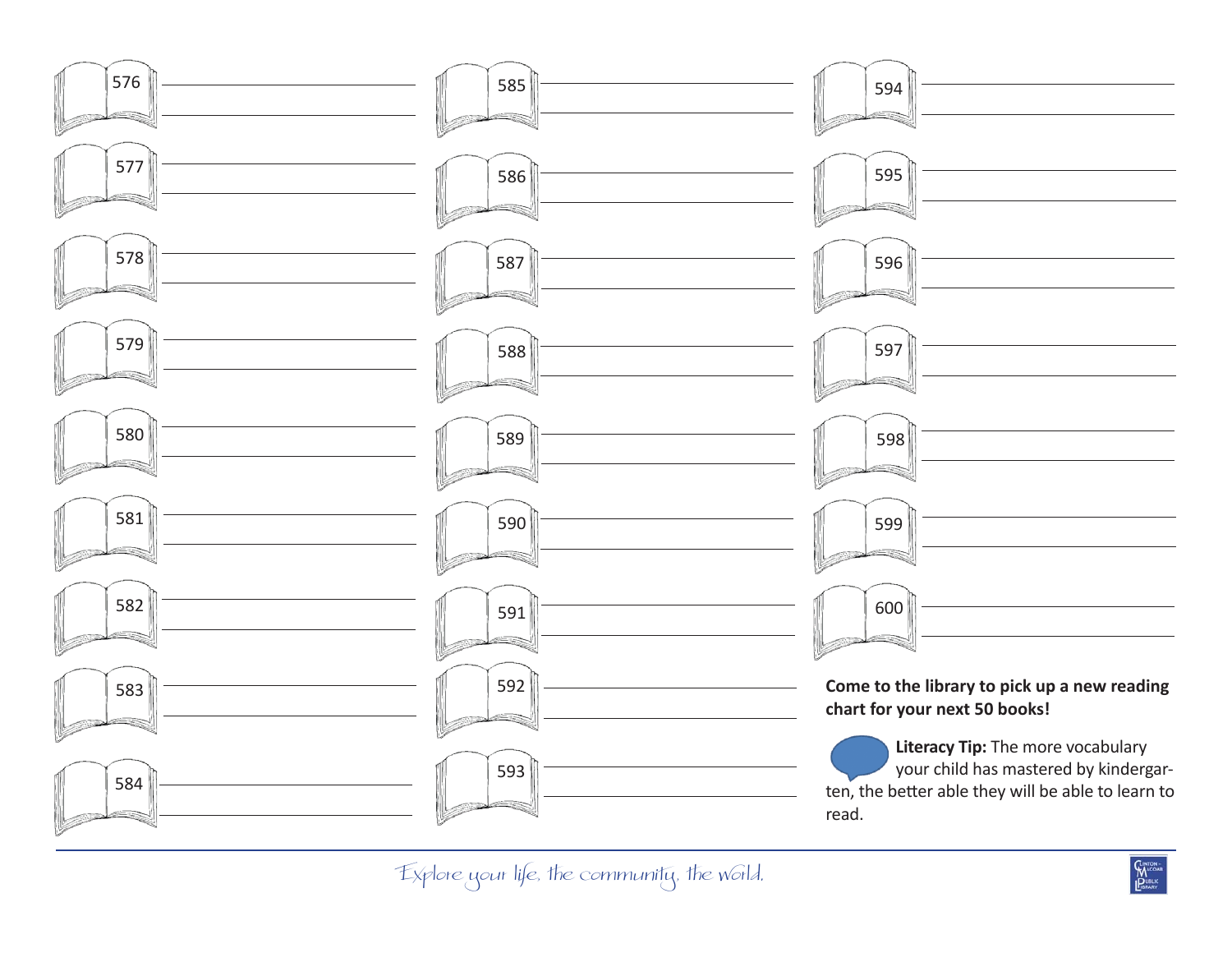576 \_\_\_\_\_\_\_\_\_\_\_\_\_\_\_\_\_\_\_\_

577 \_\_\_\_\_\_\_\_\_\_\_\_\_\_\_\_\_\_\_\_

578 \_\_\_\_\_\_\_\_\_\_\_\_\_\_\_\_\_\_\_\_

579 \_\_\_\_\_\_\_\_\_\_\_\_\_\_\_\_\_\_\_\_

580 \_\_\_\_\_\_\_\_\_\_\_\_\_\_\_\_\_\_\_\_

581 \_\_\_\_\_\_\_\_\_\_\_\_\_\_\_\_\_\_\_\_

582 \_\_\_\_\_\_\_\_\_\_\_\_\_\_\_\_\_\_\_\_

583 \_\_\_\_\_\_\_\_\_\_\_\_\_\_\_\_\_\_\_\_

584 \_\_\_\_\_\_\_\_\_\_\_\_\_\_\_\_\_\_\_\_

585 \_\_\_\_\_\_\_\_\_\_\_\_\_\_\_\_\_\_\_\_

586 \_\_\_\_\_\_\_\_\_\_\_\_\_\_\_\_\_\_\_\_

587 \_\_\_\_\_\_\_\_\_\_\_\_\_\_\_\_\_\_\_\_

588 \_\_\_\_\_\_\_\_\_\_\_\_\_\_\_\_\_\_\_\_

589 \_\_\_\_\_\_\_\_\_\_\_\_\_\_\_\_\_\_\_\_

590 \_\_\_\_\_\_\_\_\_\_\_\_\_\_\_\_\_\_\_\_

591 \_\_\_\_\_\_\_\_\_\_\_\_\_\_\_\_\_\_\_\_

592 \_\_\_\_\_\_\_\_\_\_\_\_\_\_\_\_\_\_\_\_

593 \_\_\_\_\_\_\_\_\_\_\_\_\_\_\_\_\_\_\_\_

594 \_\_\_\_\_\_\_\_\_\_\_\_\_\_\_\_\_\_\_\_

595 \_\_\_\_\_\_\_\_\_\_\_\_\_\_\_\_\_\_\_\_

596 \_\_\_\_\_\_\_\_\_\_\_\_\_\_\_\_\_\_\_\_

597 \_\_\_\_\_\_\_\_\_\_\_\_\_\_\_\_\_\_\_\_

598 \_\_\_\_\_\_\_\_\_\_\_\_\_\_\_\_\_\_\_\_

599 \_\_\_\_\_\_\_\_\_\_\_\_\_\_\_\_\_\_\_\_

600 \_\_\_\_\_\_\_\_\_\_\_\_\_\_\_\_\_\_\_\_

**Come to the library to pick up a new reading chart for your next 50 books!**

**Literacy Tip:** The more vocabulary your child has mastered by kindergarten, the better able they will be able to learn to read.

*Explore your life, the community, the world.*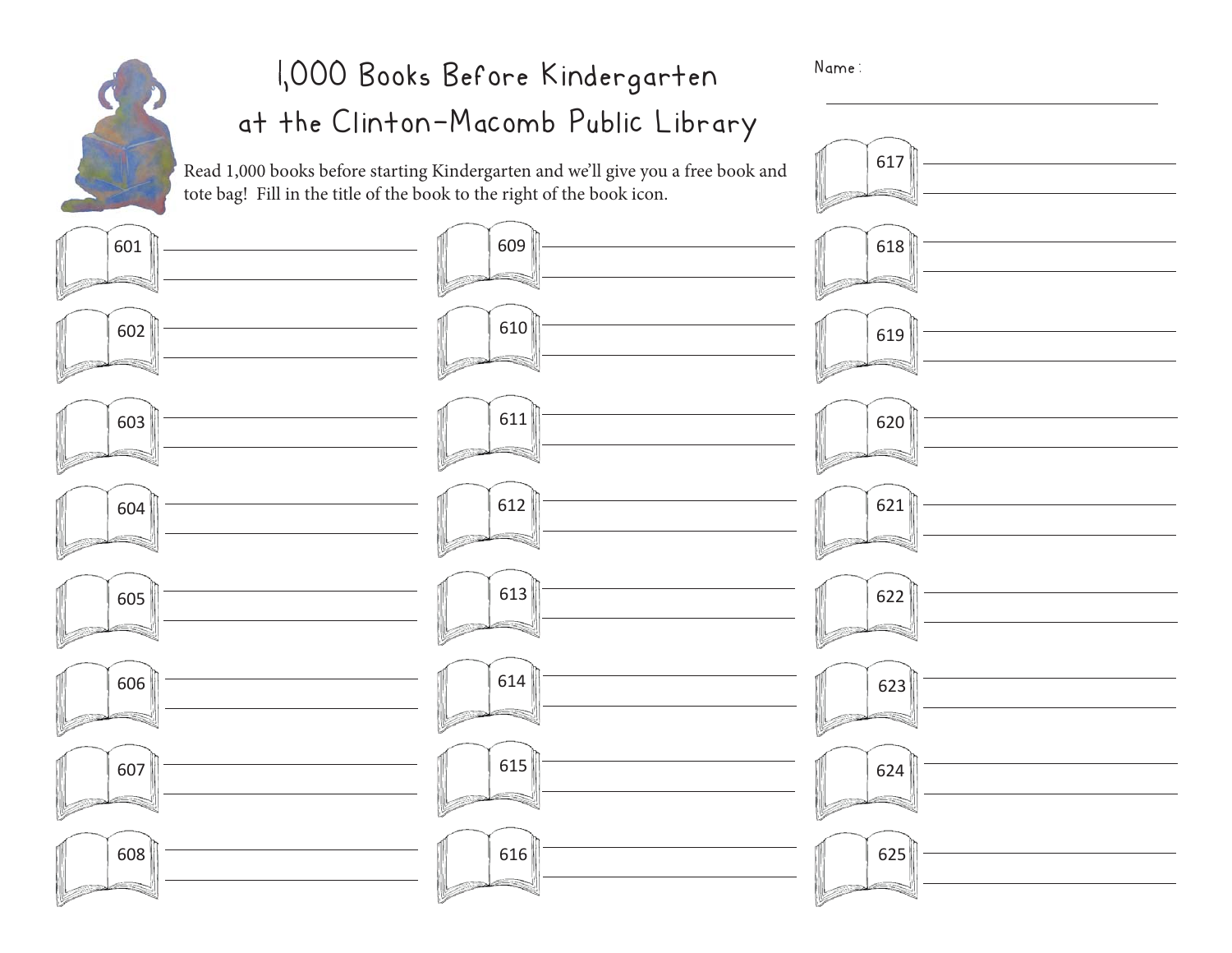# 1,000 Books Before Kindergarten at the Clinton-Macomb Public Library

Name: ______________________________

Read 1,000 books before starting Kindergarten and we'll give you a free book and tote bag! Fill in the title of the book to the right of the book icon.

601 ______________________________

602 ______________________________

603 ______________________________

604 ______________________________

605 ______________________________

606 ______________________________

607 ______________________________

608 ______________________________

609 ______________________________

610 ______________________________

611 ______________________________

612 ______________________________

613 ______________________________

614 ______________________________

615 ______________________________

616 ______________________________

617 ______________________________

618 ______________________________

619 ______________________________

620 ______________________________

621 ______________________________

622 ______________________________

623 ______________________________

624 ______________________________

625 ______________________________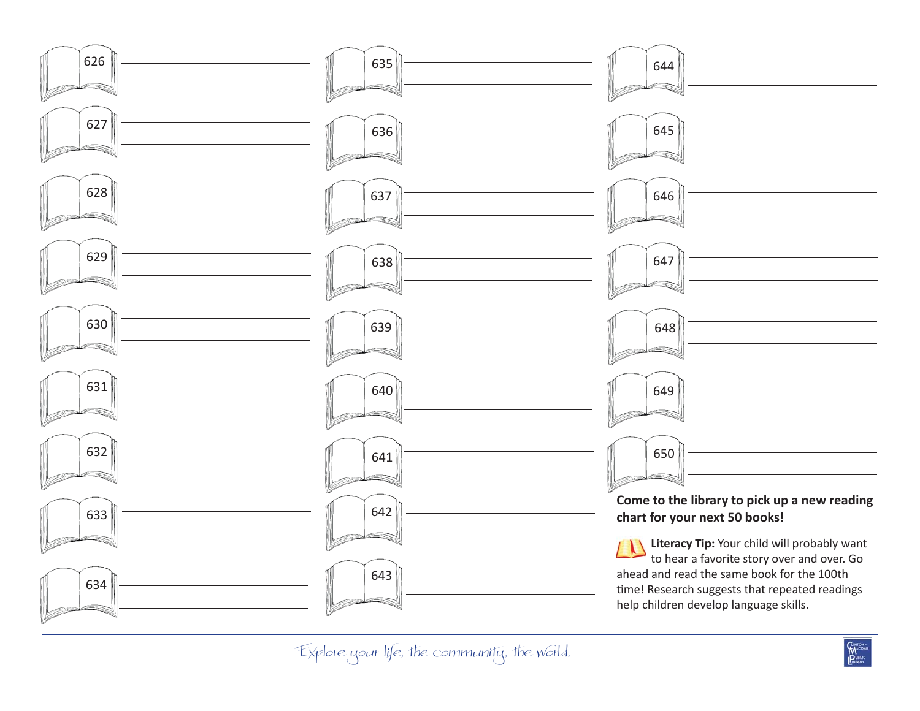626 \_\_\_\_\_\_\_\_\_\_\_\_\_\_\_\_\_\_\_\_

627 \_\_\_\_\_\_\_\_\_\_\_\_\_\_\_\_\_\_\_\_

628 \_\_\_\_\_\_\_\_\_\_\_\_\_\_\_\_\_\_\_\_

629 \_\_\_\_\_\_\_\_\_\_\_\_\_\_\_\_\_\_\_\_

630 \_\_\_\_\_\_\_\_\_\_\_\_\_\_\_\_\_\_\_\_

631 \_\_\_\_\_\_\_\_\_\_\_\_\_\_\_\_\_\_\_\_

632 \_\_\_\_\_\_\_\_\_\_\_\_\_\_\_\_\_\_\_\_

633 \_\_\_\_\_\_\_\_\_\_\_\_\_\_\_\_\_\_\_\_

634 \_\_\_\_\_\_\_\_\_\_\_\_\_\_\_\_\_\_\_\_

635 \_\_\_\_\_\_\_\_\_\_\_\_\_\_\_\_\_\_\_\_

636 \_\_\_\_\_\_\_\_\_\_\_\_\_\_\_\_\_\_\_\_

637 \_\_\_\_\_\_\_\_\_\_\_\_\_\_\_\_\_\_\_\_

638 \_\_\_\_\_\_\_\_\_\_\_\_\_\_\_\_\_\_\_\_

639 \_\_\_\_\_\_\_\_\_\_\_\_\_\_\_\_\_\_\_\_

640 \_\_\_\_\_\_\_\_\_\_\_\_\_\_\_\_\_\_\_\_

641 \_\_\_\_\_\_\_\_\_\_\_\_\_\_\_\_\_\_\_\_

642 \_\_\_\_\_\_\_\_\_\_\_\_\_\_\_\_\_\_\_\_

643 \_\_\_\_\_\_\_\_\_\_\_\_\_\_\_\_\_\_\_\_

644 \_\_\_\_\_\_\_\_\_\_\_\_\_\_\_\_\_\_\_\_

645 \_\_\_\_\_\_\_\_\_\_\_\_\_\_\_\_\_\_\_\_

646 \_\_\_\_\_\_\_\_\_\_\_\_\_\_\_\_\_\_\_\_

647 \_\_\_\_\_\_\_\_\_\_\_\_\_\_\_\_\_\_\_\_

648 \_\_\_\_\_\_\_\_\_\_\_\_\_\_\_\_\_\_\_\_

649 \_\_\_\_\_\_\_\_\_\_\_\_\_\_\_\_\_\_\_\_

650 \_\_\_\_\_\_\_\_\_\_\_\_\_\_\_\_\_\_\_\_

**Come to the library to pick up a new reading chart for your next 50 books!**

**Literacy Tip:** Your child will probably want to hear a favorite story over and over. Go ahead and read the same book for the 100th time! Research suggests that repeated readings help children develop language skills.

*Explore your life, the community, the world.*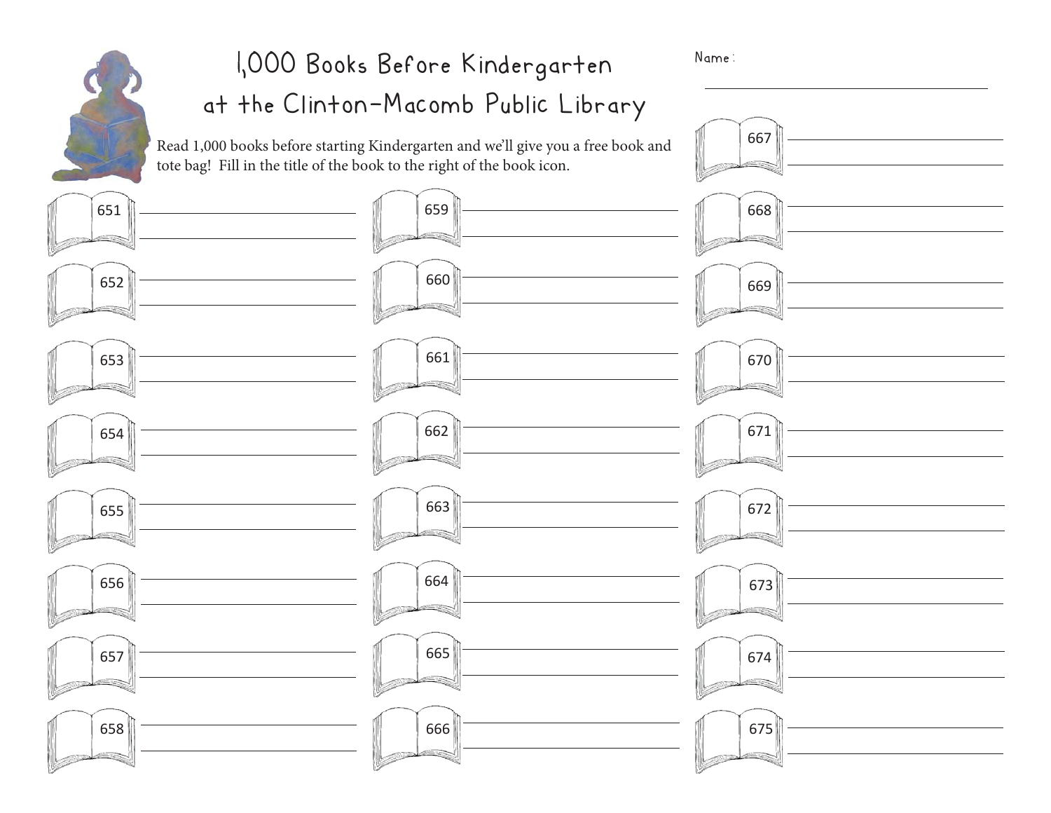# 1,000 Books Before Kindergarten at the Clinton-Macomb Public Library

Name: ______________________________

Read 1,000 books before starting Kindergarten and we'll give you a free book and tote bag! Fill in the title of the book to the right of the book icon.

651 ______________________________

652 ______________________________

653 ______________________________

654 ______________________________

655 ______________________________

656 ______________________________

657 ______________________________

658 ______________________________

659 ______________________________

660 ______________________________

661 ______________________________

662 ______________________________

663 ______________________________

664 ______________________________

665 ______________________________

666 ______________________________

667 ______________________________

668 ______________________________

669 ______________________________

670 ______________________________

671 ______________________________

672 ______________________________

673 ______________________________

674 ______________________________

675 ______________________________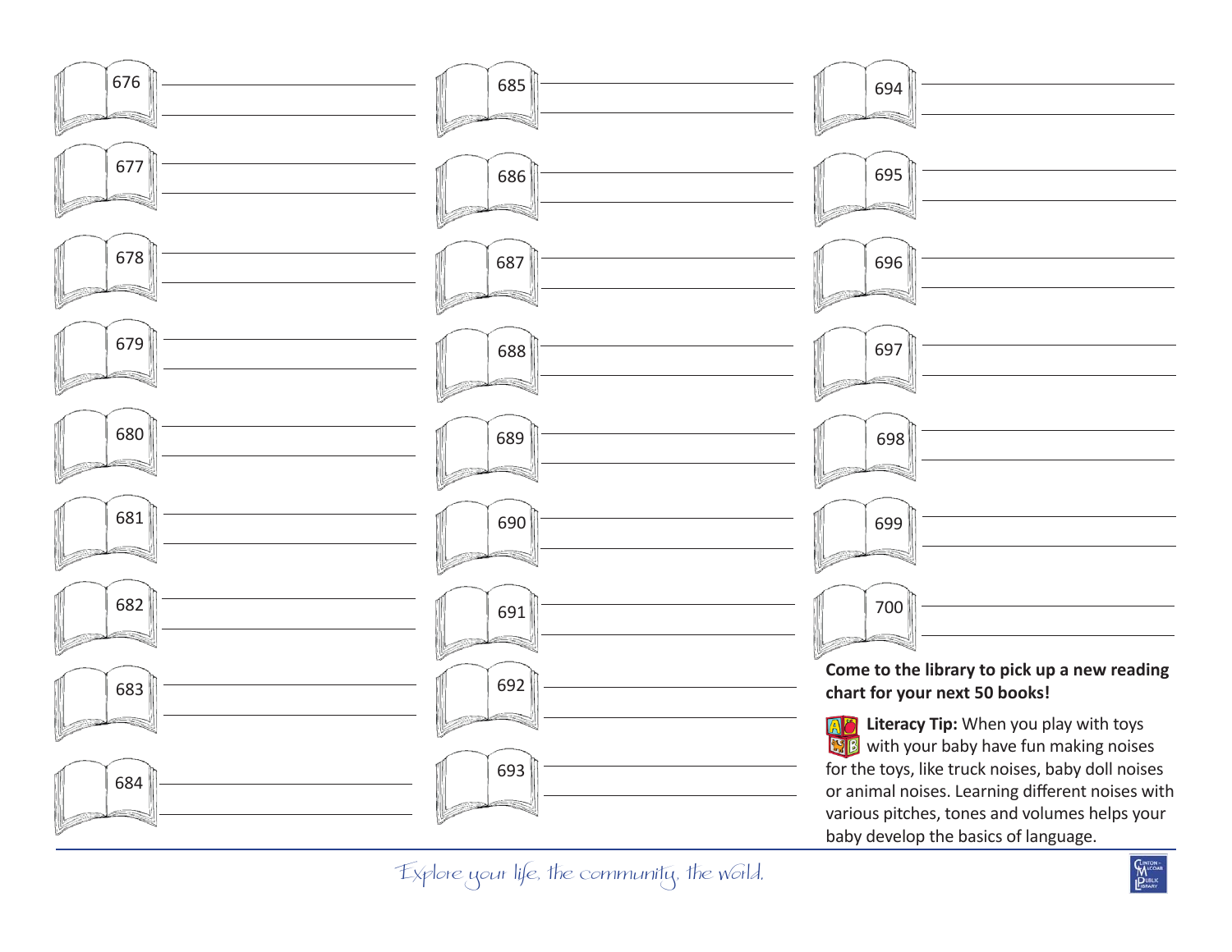676

677

678

679

680

681

682

683

684

685

686

687

688

689

690

691

692

693

694

695

696

697

698

699

700

**Come to the library to pick up a new reading chart for your next 50 books!**

**Literacy Tip:** When you play with toys with your baby have fun making noises for the toys, like truck noises, baby doll noises or animal noises. Learning different noises with various pitches, tones and volumes helps your baby develop the basics of language.

*Explore your life, the community, the world.*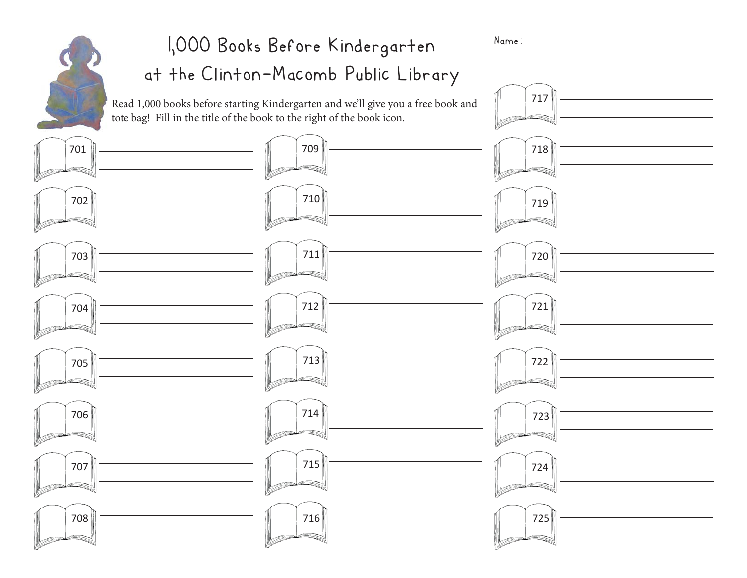# 1,000 Books Before Kindergarten at the Clinton-Macomb Public Library

Name: ______________________________

Read 1,000 books before starting Kindergarten and we'll give you a free book and tote bag! Fill in the title of the book to the right of the book icon.

701 ______________________________

702 ______________________________

703 ______________________________

704 ______________________________

705 ______________________________

706 ______________________________

707 ______________________________

708 ______________________________

709 ______________________________

710 ______________________________

711 ______________________________

712 ______________________________

713 ______________________________

714 ______________________________

715 ______________________________

716 ______________________________

717 ______________________________

718 ______________________________

719 ______________________________

720 ______________________________

721 ______________________________

722 ______________________________

723 ______________________________

724 ______________________________

725 ______________________________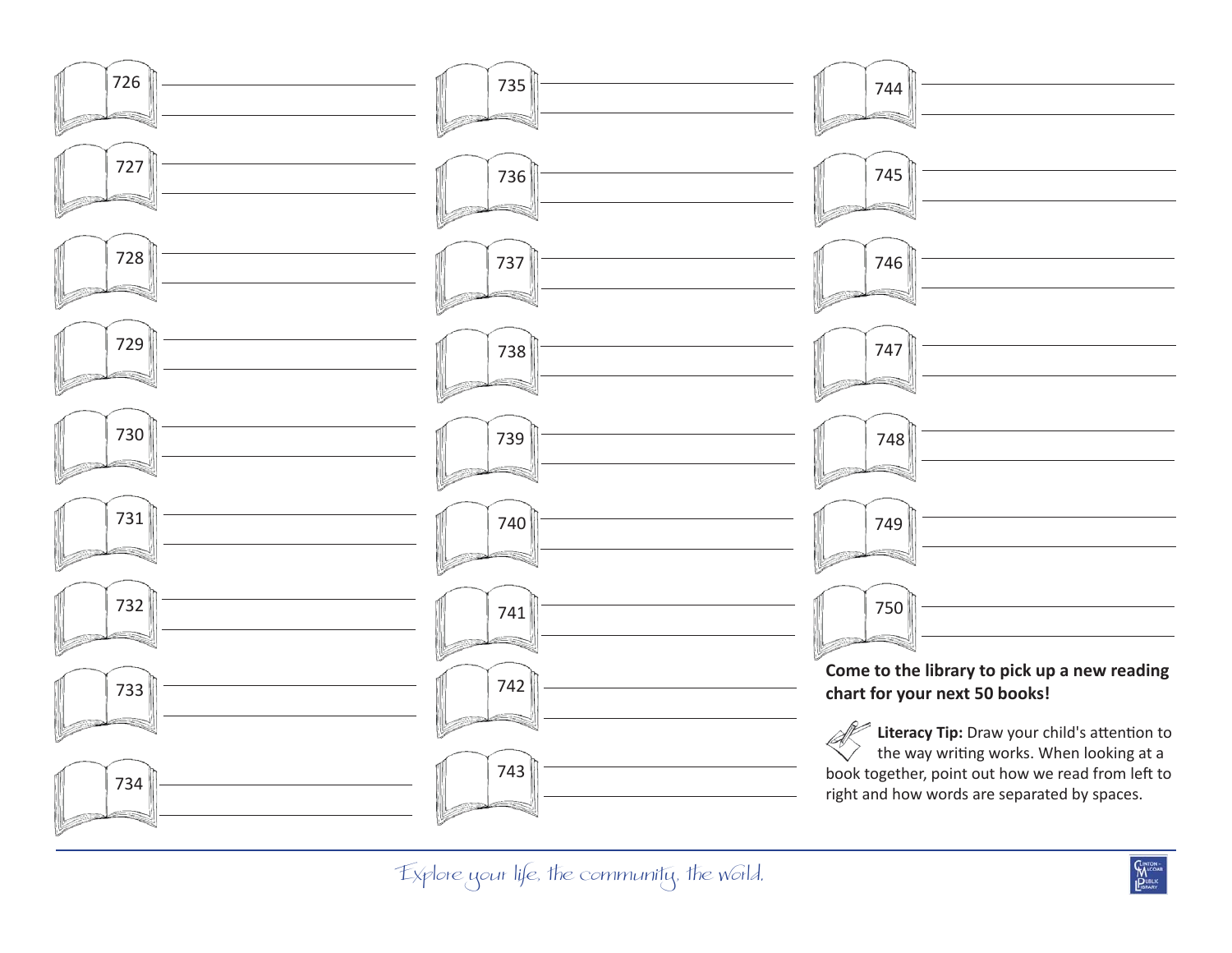726 ______________________

727 ______________________

728 ______________________

729 ______________________

730 ______________________

731 ______________________

732 ______________________

733 ______________________

734 ______________________

735 ______________________

736 ______________________

737 ______________________

738 ______________________

739 ______________________

740 ______________________

741 ______________________

742 ______________________

743 ______________________

744 ______________________

745 ______________________

746 ______________________

747 ______________________

748 ______________________

749 ______________________

750 ______________________

**Come to the library to pick up a new reading chart for your next 50 books!**

**Literacy Tip:** Draw your child's attention to the way writing works. When looking at a book together, point out how we read from left to right and how words are separated by spaces.

*Explore your life, the community, the world.*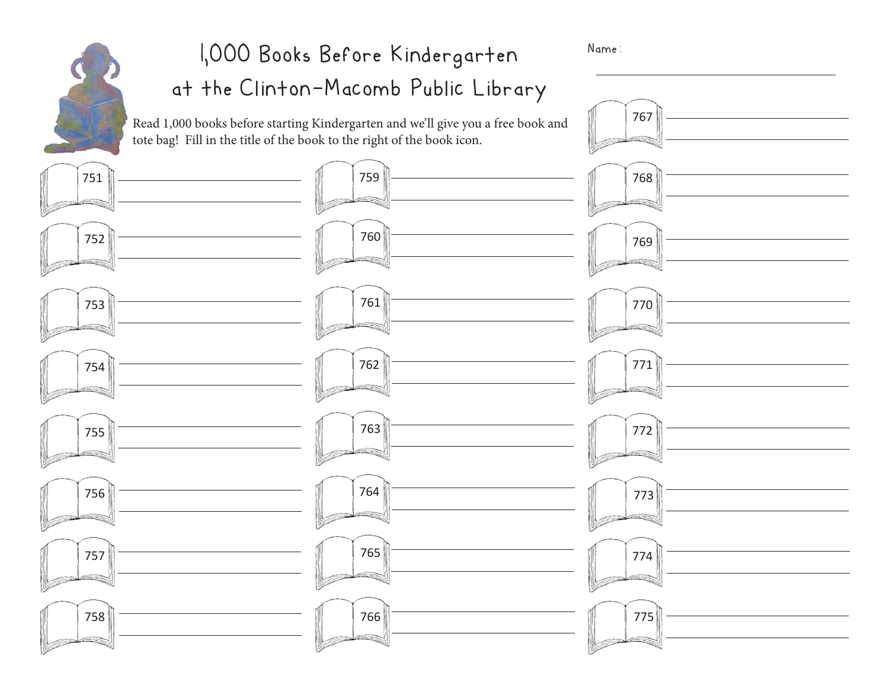# 1,000 Books Before Kindergarten at the Clinton-Macomb Public Library

Name: ______________________________

Read 1,000 books before starting Kindergarten and we'll give you a free book and tote bag! Fill in the title of the book to the right of the book icon.

751 ______________________________

752 ______________________________

753 ______________________________

754 ______________________________

755 ______________________________

756 ______________________________

757 ______________________________

758 ______________________________

759 ______________________________

760 ______________________________

761 ______________________________

762 ______________________________

763 ______________________________

764 ______________________________

765 ______________________________

766 ______________________________

767 ______________________________

768 ______________________________

769 ______________________________

770 ______________________________

771 ______________________________

772 ______________________________

773 ______________________________

774 ______________________________

775 ______________________________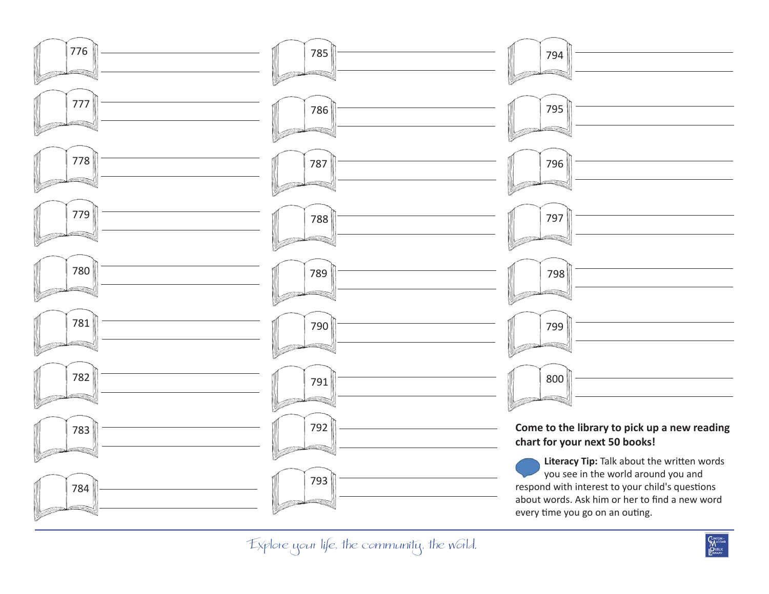776 ______________________

777 ______________________

778 ______________________

779 ______________________

780 ______________________

781 ______________________

782 ______________________

783 ______________________

784 ______________________

785 ______________________

786 ______________________

787 ______________________

788 ______________________

789 ______________________

790 ______________________

791 ______________________

792 ______________________

793 ______________________

794 ______________________

795 ______________________

796 ______________________

797 ______________________

798 ______________________

799 ______________________

800 ______________________

**Come to the library to pick up a new reading chart for your next 50 books!**

**Literacy Tip:** Talk about the written words you see in the world around you and respond with interest to your child's questions about words. Ask him or her to find a new word every time you go on an outing.

*Explore your life, the community, the world.*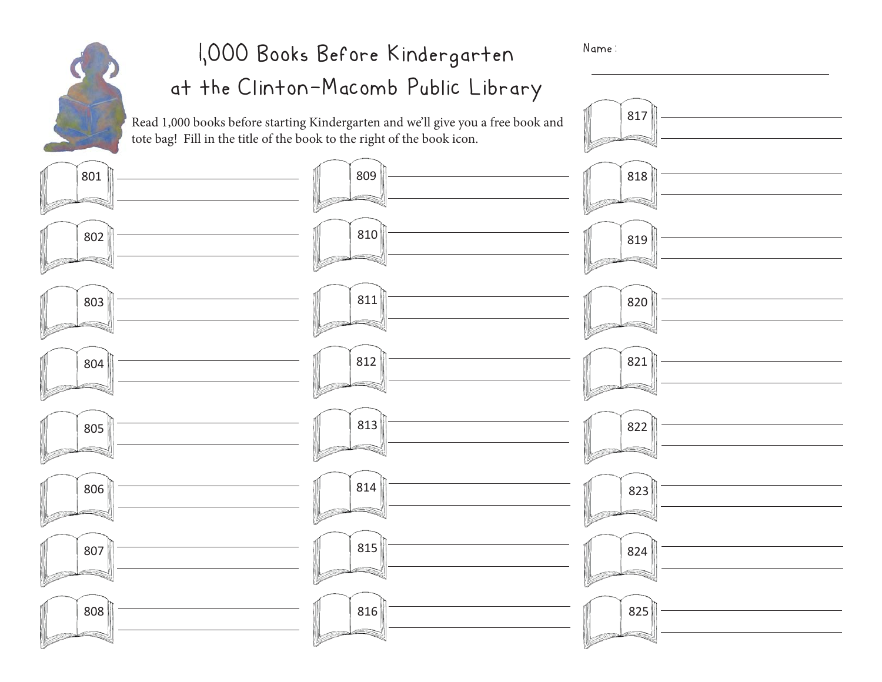# 1,000 Books Before Kindergarten at the Clinton-Macomb Public Library

Name: ______________________________

Read 1,000 books before starting Kindergarten and we'll give you a free book and tote bag! Fill in the title of the book to the right of the book icon.

801 ______________________________

802 ______________________________

803 ______________________________

804 ______________________________

805 ______________________________

806 ______________________________

807 ______________________________

808 ______________________________

809 ______________________________

810 ______________________________

811 ______________________________

812 ______________________________

813 ______________________________

814 ______________________________

815 ______________________________

816 ______________________________

817 ______________________________

818 ______________________________

819 ______________________________

820 ______________________________

821 ______________________________

822 ______________________________

823 ______________________________

824 ______________________________

825 ______________________________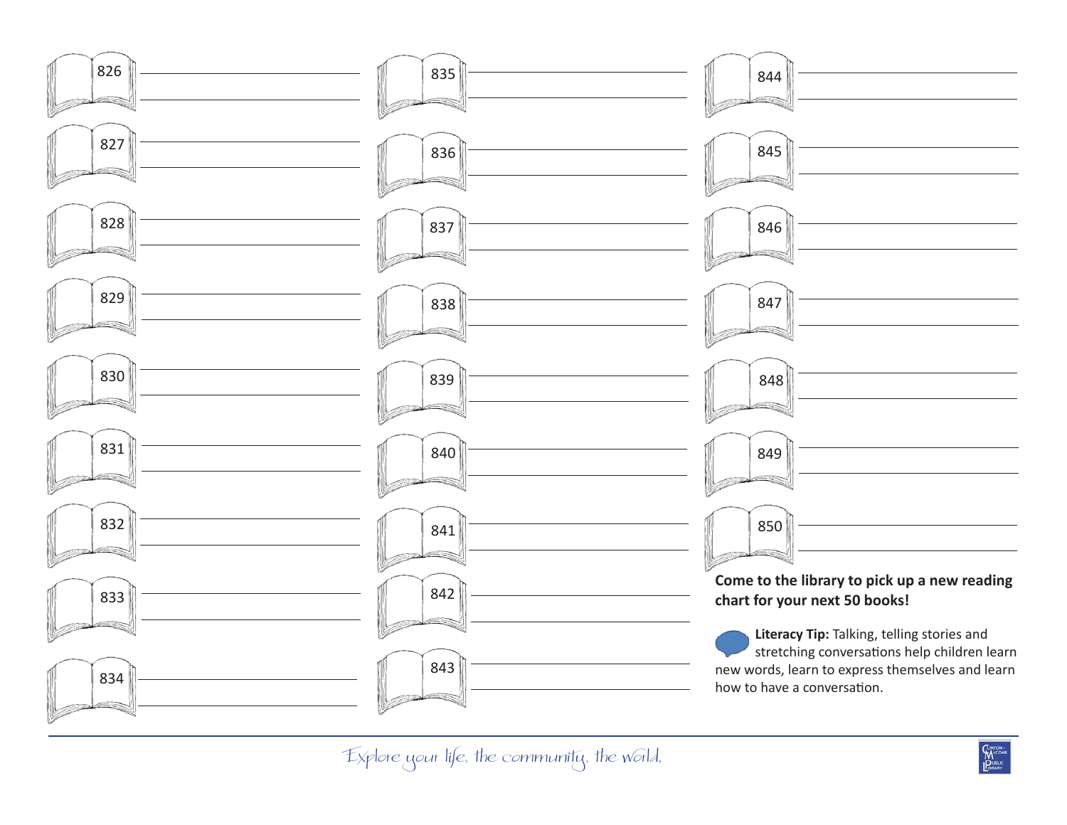826 ____________________

827 ____________________

828 ____________________

829 ____________________

830 ____________________

831 ____________________

832 ____________________

833 ____________________

834 ____________________

835 ____________________

836 ____________________

837 ____________________

838 ____________________

839 ____________________

840 ____________________

841 ____________________

842 ____________________

843 ____________________

844 ____________________

845 ____________________

846 ____________________

847 ____________________

848 ____________________

849 ____________________

850 ____________________

**Come to the library to pick up a new reading chart for your next 50 books!**

**Literacy Tip:** Talking, telling stories and stretching conversations help children learn new words, learn to express themselves and learn how to have a conversation.

*Explore your life, the community, the world.*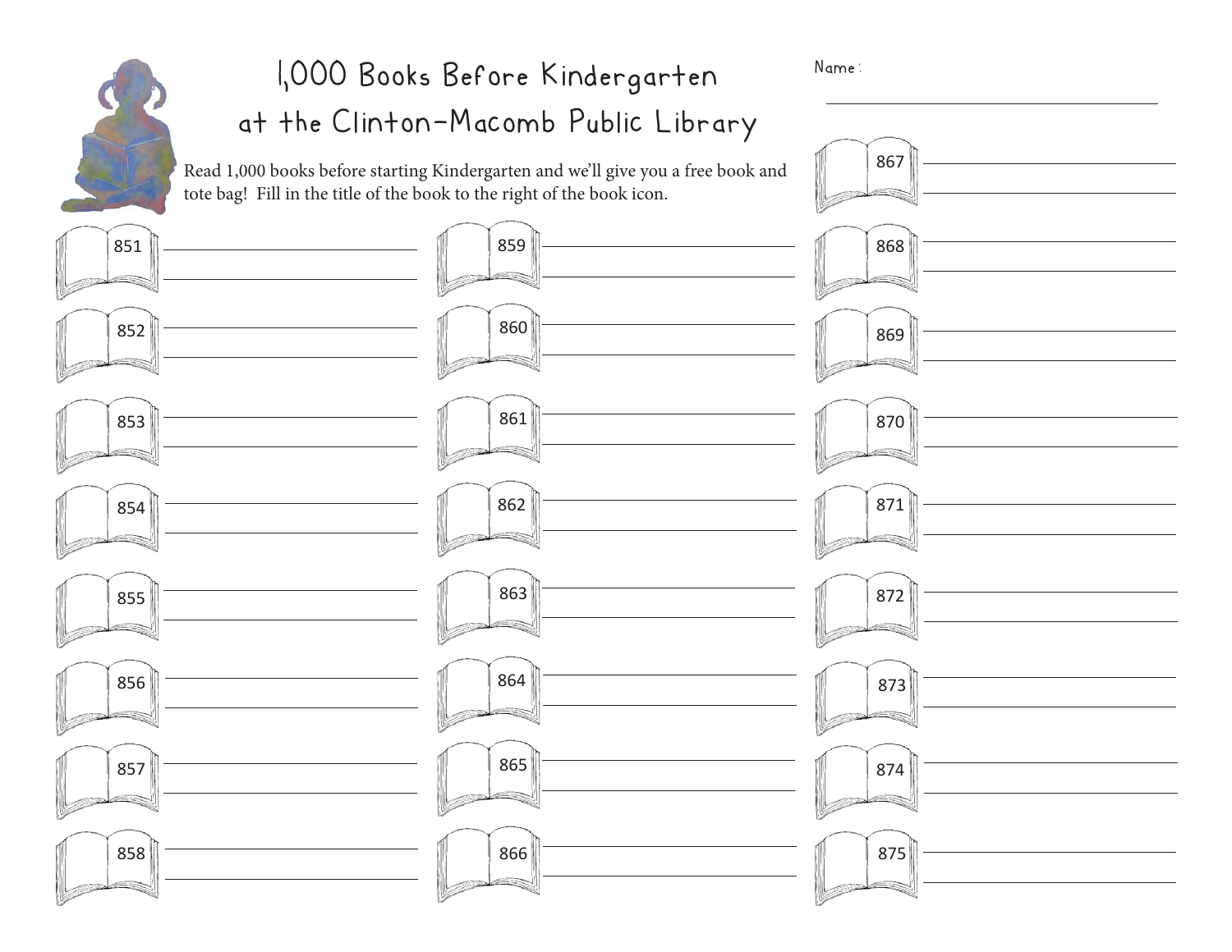# 1,000 Books Before Kindergarten at the Clinton-Macomb Public Library

Name: ______________________________

Read 1,000 books before starting Kindergarten and we'll give you a free book and tote bag! Fill in the title of the book to the right of the book icon.

851 ______________________________

852 ______________________________

853 ______________________________

854 ______________________________

855 ______________________________

856 ______________________________

857 ______________________________

858 ______________________________

859 ______________________________

860 ______________________________

861 ______________________________

862 ______________________________

863 ______________________________

864 ______________________________

865 ______________________________

866 ______________________________

867 ______________________________

868 ______________________________

869 ______________________________

870 ______________________________

871 ______________________________

872 ______________________________

873 ______________________________

874 ______________________________

875 ______________________________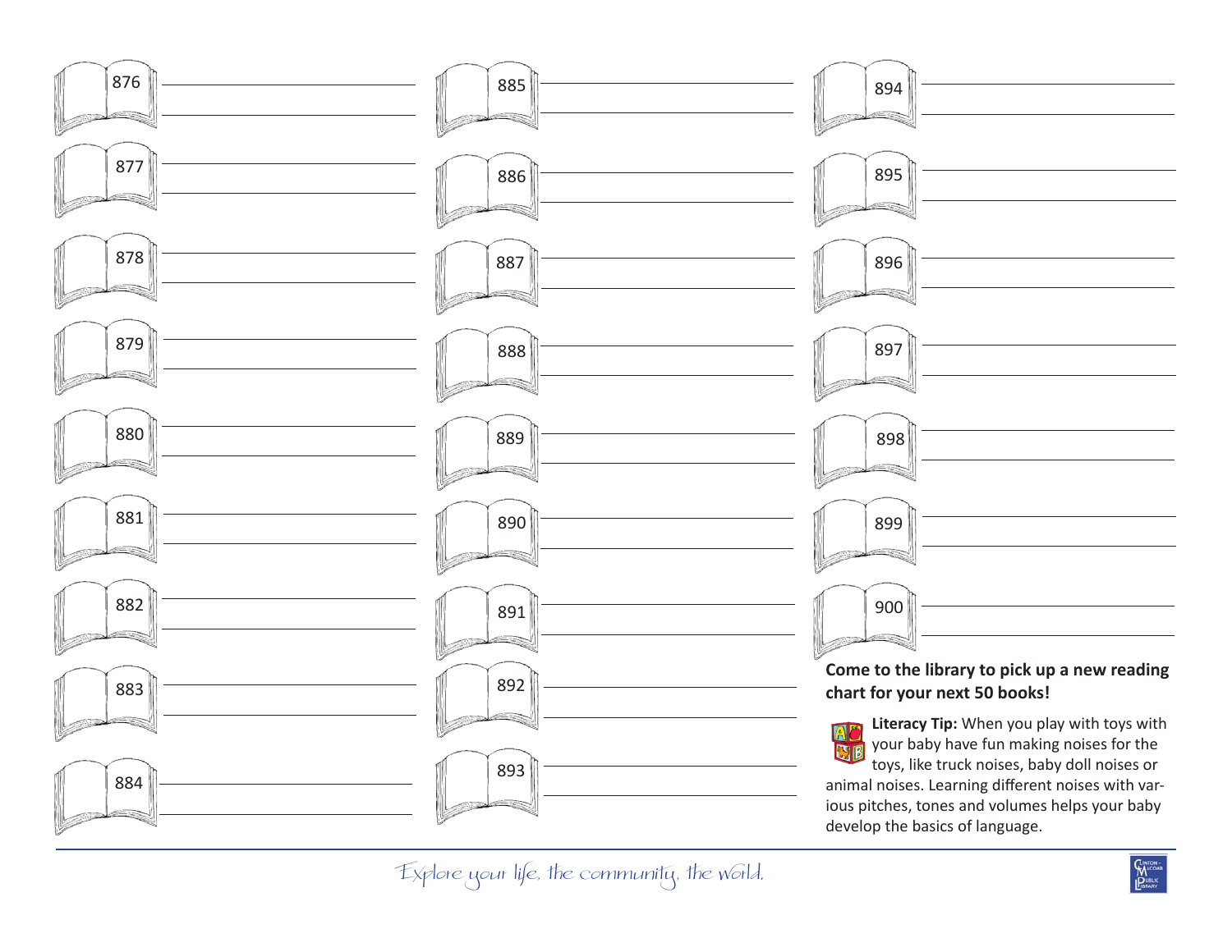876 ______________________

877 ______________________

878 ______________________

879 ______________________

880 ______________________

881 ______________________

882 ______________________

883 ______________________

884 ______________________

885 ______________________

886 ______________________

887 ______________________

888 ______________________

889 ______________________

890 ______________________

891 ______________________

892 ______________________

893 ______________________

894 ______________________

895 ______________________

896 ______________________

897 ______________________

898 ______________________

899 ______________________

900 ______________________

**Come to the library to pick up a new reading chart for your next 50 books!**

**Literacy Tip:** When you play with toys with your baby have fun making noises for the toys, like truck noises, baby doll noises or animal noises. Learning different noises with various pitches, tones and volumes helps your baby develop the basics of language.

*Explore your life, the community, the world.*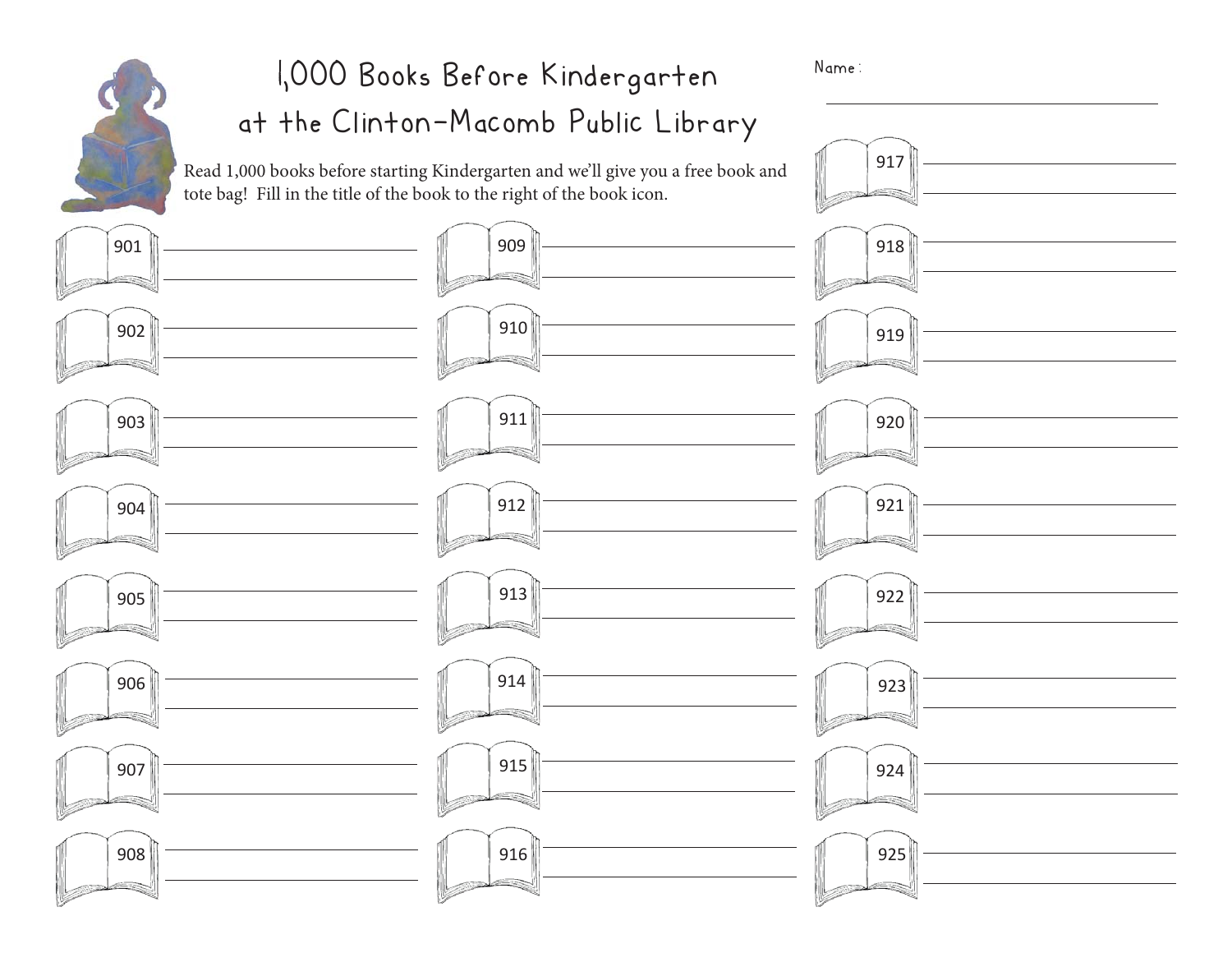# 1,000 Books Before Kindergarten at the Clinton-Macomb Public Library

Name: ______________________

Read 1,000 books before starting Kindergarten and we'll give you a free book and tote bag! Fill in the title of the book to the right of the book icon.

901 ______________________

902 ______________________

903 ______________________

904 ______________________

905 ______________________

906 ______________________

907 ______________________

908 ______________________

909 ______________________

910 ______________________

911 ______________________

912 ______________________

913 ______________________

914 ______________________

915 ______________________

916 ______________________

917 ______________________

918 ______________________

919 ______________________

920 ______________________

921 ______________________

922 ______________________

923 ______________________

924 ______________________

925 ______________________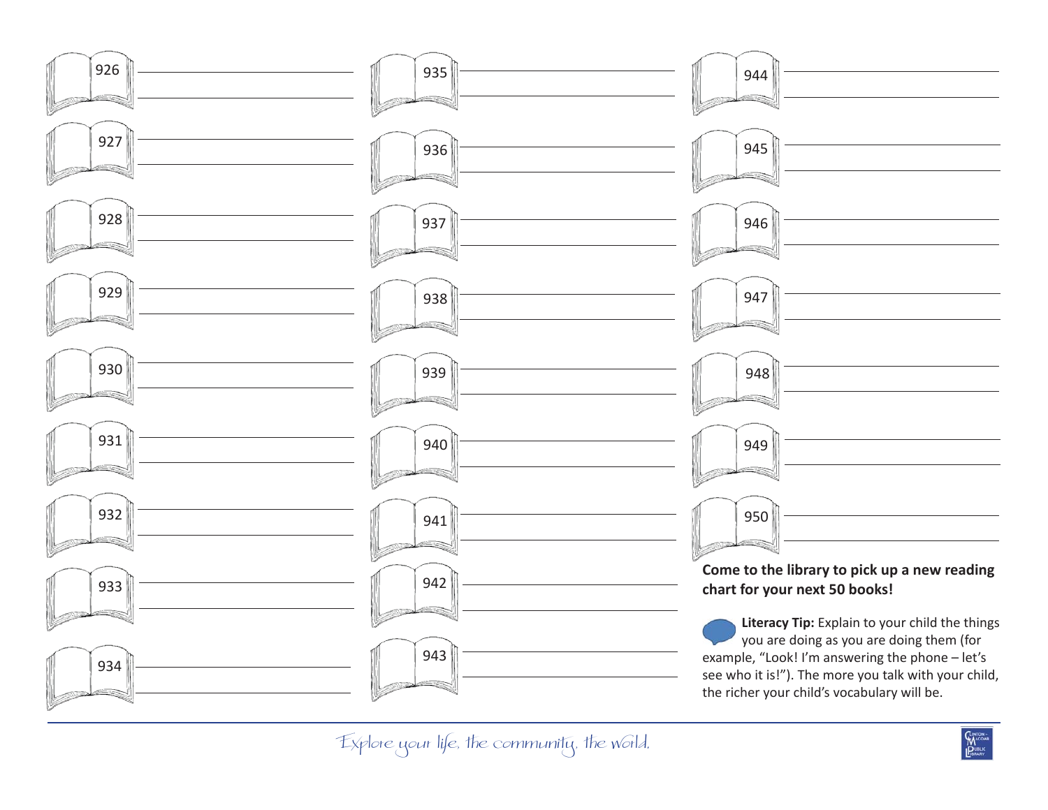926 ______________________

927 ______________________

928 ______________________

929 ______________________

930 ______________________

931 ______________________

932 ______________________

933 ______________________

934 ______________________

935 ______________________

936 ______________________

937 ______________________

938 ______________________

939 ______________________

940 ______________________

941 ______________________

942 ______________________

943 ______________________

944 ______________________

945 ______________________

946 ______________________

947 ______________________

948 ______________________

949 ______________________

950 ______________________

**Come to the library to pick up a new reading chart for your next 50 books!**

**Literacy Tip:** Explain to your child the things you are doing as you are doing them (for example, "Look! I'm answering the phone – let's see who it is!"). The more you talk with your child, the richer your child's vocabulary will be.

*Explore your life, the community, the world.*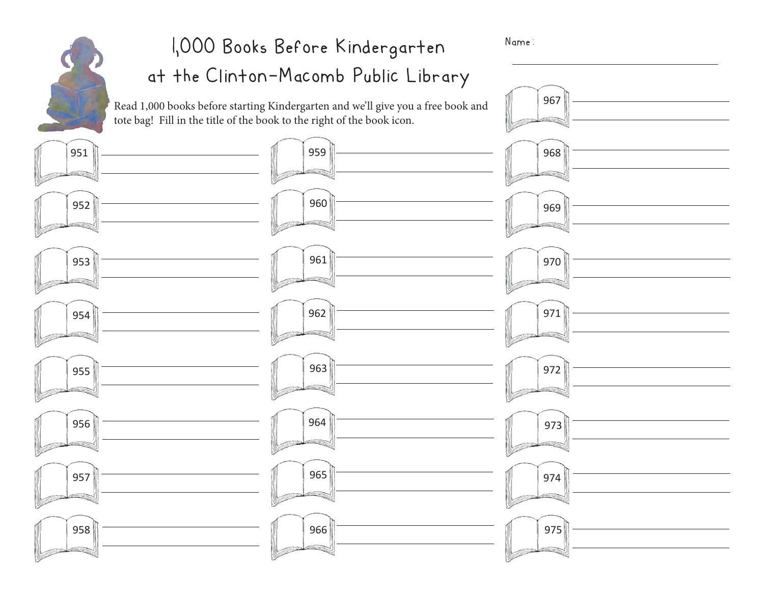# 1,000 Books Before Kindergarten at the Clinton-Macomb Public Library

Name: ______________________________

Read 1,000 books before starting Kindergarten and we'll give you a free book and tote bag! Fill in the title of the book to the right of the book icon.

951 ______________________________

952 ______________________________

953 ______________________________

954 ______________________________

955 ______________________________

956 ______________________________

957 ______________________________

958 ______________________________

959 ______________________________

960 ______________________________

961 ______________________________

962 ______________________________

963 ______________________________

964 ______________________________

965 ______________________________

966 ______________________________

967 ______________________________

968 ______________________________

969 ______________________________

970 ______________________________

971 ______________________________

972 ______________________________

973 ______________________________

974 ______________________________

975 ______________________________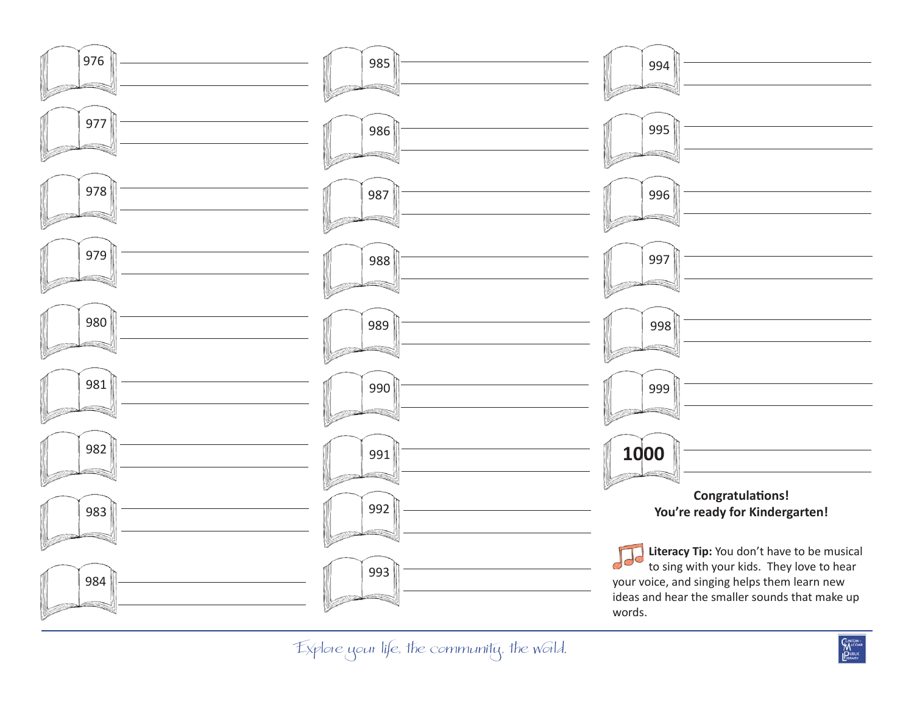976

977

978

979

980

981

982

983

984

985

986

987

988

989

990

991

992

993

994

995

996

997

998

999

**1000**

**Congratulations!**
**You're ready for Kindergarten!**

**Literacy Tip:** You don't have to be musical to sing with your kids. They love to hear your voice, and singing helps them learn new ideas and hear the smaller sounds that make up words.

*Explore your life, the community, the world.*